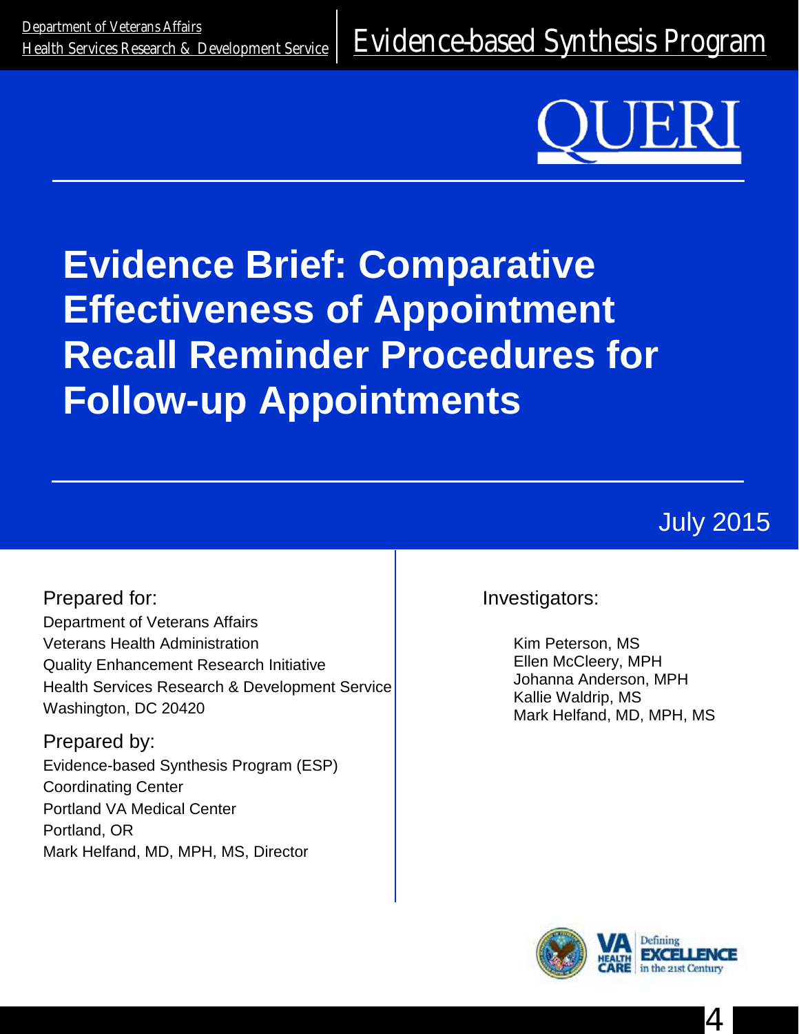Department of Veterans Affairs
Health Services Research & Development Service

Evidence-based Synthesis Program

QUERI

# Evidence Brief: Comparative Effectiveness of Appointment Recall Reminder Procedures for Follow-up Appointments

July 2015

Prepared for:
Department of Veterans Affairs
Veterans Health Administration
Quality Enhancement Research Initiative
Health Services Research & Development Service
Washington, DC 20420

Prepared by:
Evidence-based Synthesis Program (ESP)
Coordinating Center
Portland VA Medical Center
Portland, OR
Mark Helfand, MD, MPH, MS, Director

Investigators:

Kim Peterson, MS
Ellen McCleery, MPH
Johanna Anderson, MPH
Kallie Waldrip, MS
Mark Helfand, MD, MPH, MS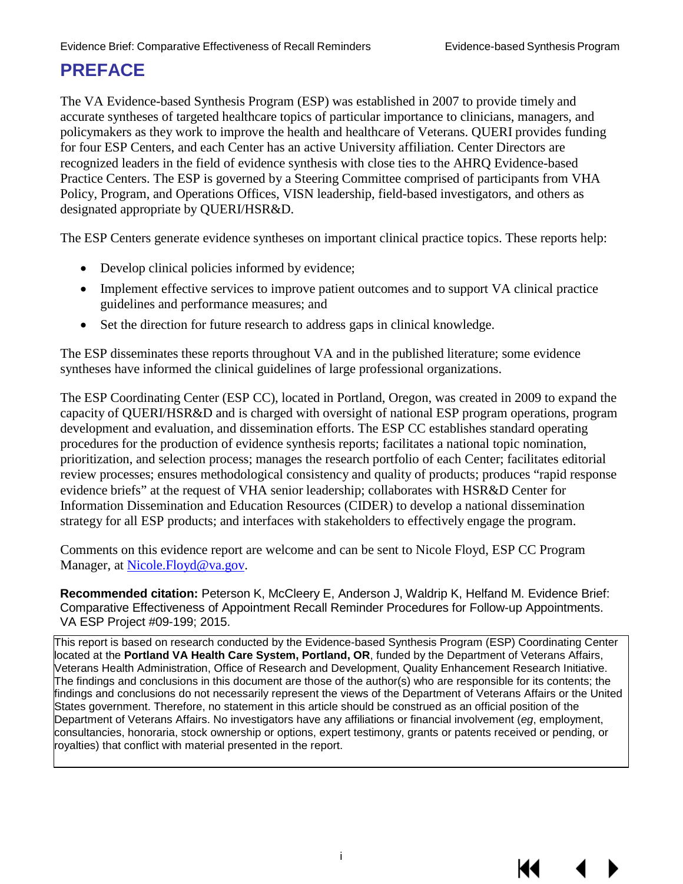# PREFACE

The VA Evidence-based Synthesis Program (ESP) was established in 2007 to provide timely and accurate syntheses of targeted healthcare topics of particular importance to clinicians, managers, and policymakers as they work to improve the health and healthcare of Veterans. QUERI provides funding for four ESP Centers, and each Center has an active University affiliation. Center Directors are recognized leaders in the field of evidence synthesis with close ties to the AHRQ Evidence-based Practice Centers. The ESP is governed by a Steering Committee comprised of participants from VHA Policy, Program, and Operations Offices, VISN leadership, field-based investigators, and others as designated appropriate by QUERI/HSR&D.

The ESP Centers generate evidence syntheses on important clinical practice topics. These reports help:

- Develop clinical policies informed by evidence;
- Implement effective services to improve patient outcomes and to support VA clinical practice guidelines and performance measures; and
- Set the direction for future research to address gaps in clinical knowledge.

The ESP disseminates these reports throughout VA and in the published literature; some evidence syntheses have informed the clinical guidelines of large professional organizations.

The ESP Coordinating Center (ESP CC), located in Portland, Oregon, was created in 2009 to expand the capacity of QUERI/HSR&D and is charged with oversight of national ESP program operations, program development and evaluation, and dissemination efforts. The ESP CC establishes standard operating procedures for the production of evidence synthesis reports; facilitates a national topic nomination, prioritization, and selection process; manages the research portfolio of each Center; facilitates editorial review processes; ensures methodological consistency and quality of products; produces "rapid response evidence briefs" at the request of VHA senior leadership; collaborates with HSR&D Center for Information Dissemination and Education Resources (CIDER) to develop a national dissemination strategy for all ESP products; and interfaces with stakeholders to effectively engage the program.

Comments on this evidence report are welcome and can be sent to Nicole Floyd, ESP CC Program Manager, at Nicole.Floyd@va.gov.

**Recommended citation:** Peterson K, McCleery E, Anderson J, Waldrip K, Helfand M. Evidence Brief: Comparative Effectiveness of Appointment Recall Reminder Procedures for Follow-up Appointments. VA ESP Project #09-199; 2015.

This report is based on research conducted by the Evidence-based Synthesis Program (ESP) Coordinating Center located at the **Portland VA Health Care System, Portland, OR**, funded by the Department of Veterans Affairs, Veterans Health Administration, Office of Research and Development, Quality Enhancement Research Initiative. The findings and conclusions in this document are those of the author(s) who are responsible for its contents; the findings and conclusions do not necessarily represent the views of the Department of Veterans Affairs or the United States government. Therefore, no statement in this article should be construed as an official position of the Department of Veterans Affairs. No investigators have any affiliations or financial involvement (*eg*, employment, consultancies, honoraria, stock ownership or options, expert testimony, grants or patents received or pending, or royalties) that conflict with material presented in the report.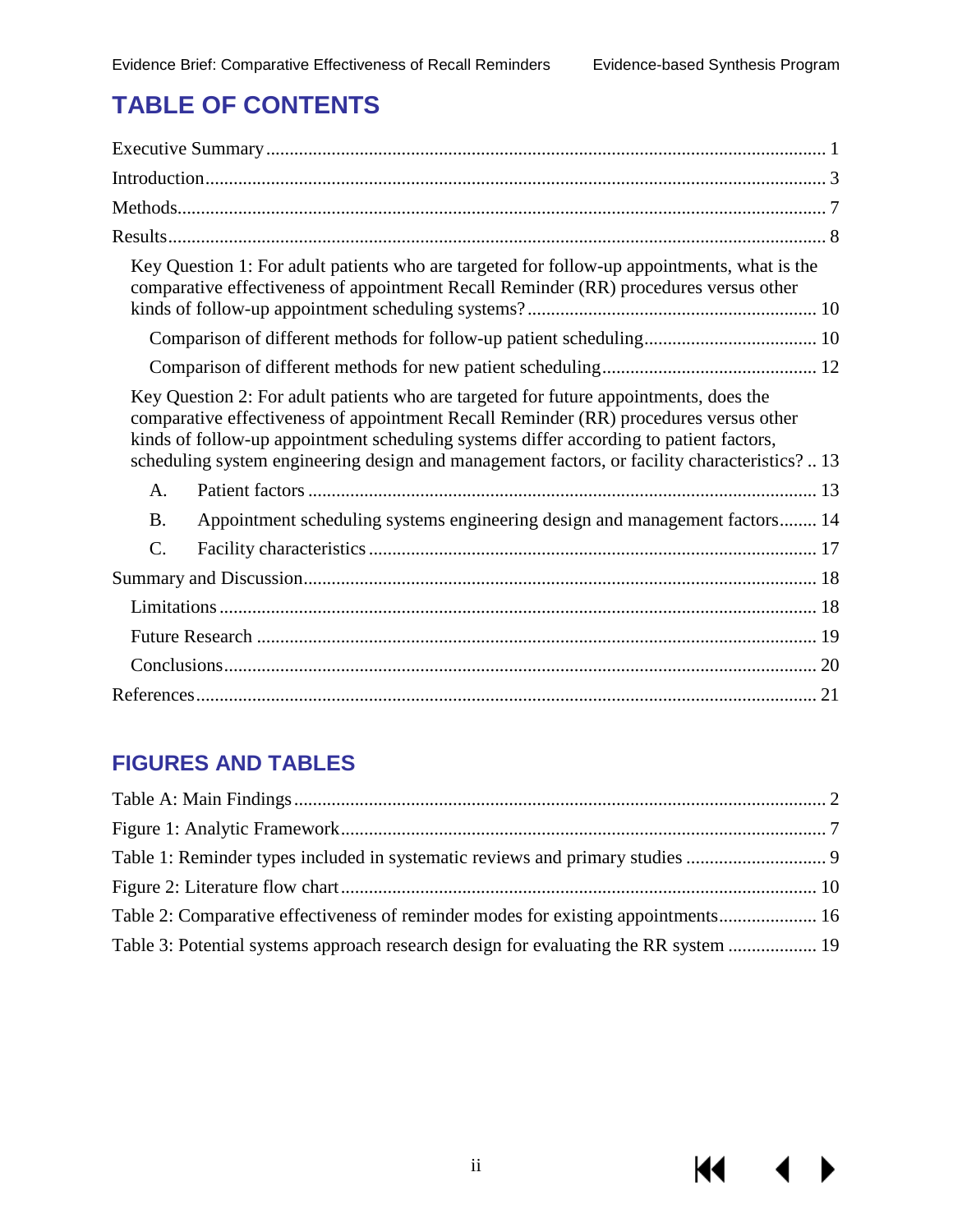# TABLE OF CONTENTS

Executive Summary ........................................................................................................ 1

Introduction ................................................................................................................. 3

Methods ....................................................................................................................... 7

Results ......................................................................................................................... 8

Key Question 1: For adult patients who are targeted for follow-up appointments, what is the comparative effectiveness of appointment Recall Reminder (RR) procedures versus other kinds of follow-up appointment scheduling systems? ........................................................... 10

Comparison of different methods for follow-up patient scheduling ..................................... 10

Comparison of different methods for new patient scheduling ............................................. 12

Key Question 2: For adult patients who are targeted for future appointments, does the comparative effectiveness of appointment Recall Reminder (RR) procedures versus other kinds of follow-up appointment scheduling systems differ according to patient factors, scheduling system engineering design and management factors, or facility characteristics? .. 13

A. Patient factors ........................................................................................................ 13

B. Appointment scheduling systems engineering design and management factors ........ 14

C. Facility characteristics ............................................................................................ 17

Summary and Discussion ............................................................................................... 18

Limitations .................................................................................................................... 18

Future Research ............................................................................................................ 19

Conclusions ................................................................................................................... 20

References .................................................................................................................... 21

# FIGURES AND TABLES

Table A: Main Findings ................................................................................................... 2

Figure 1: Analytic Framework ......................................................................................... 7

Table 1: Reminder types included in systematic reviews and primary studies ................. 9

Figure 2: Literature flow chart ....................................................................................... 10

Table 2: Comparative effectiveness of reminder modes for existing appointments ........... 16

Table 3: Potential systems approach research design for evaluating the RR system ........ 19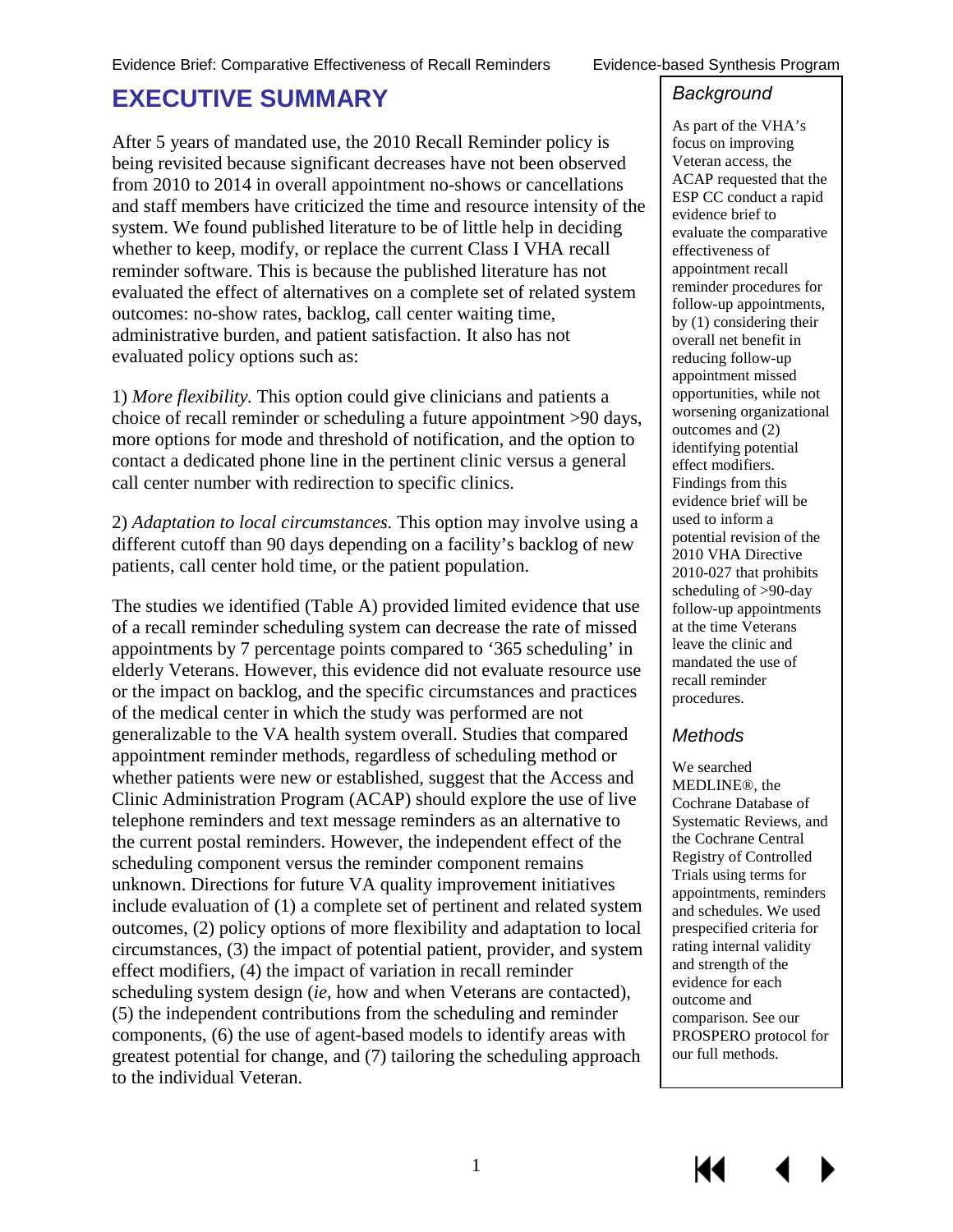# EXECUTIVE SUMMARY

After 5 years of mandated use, the 2010 Recall Reminder policy is being revisited because significant decreases have not been observed from 2010 to 2014 in overall appointment no-shows or cancellations and staff members have criticized the time and resource intensity of the system. We found published literature to be of little help in deciding whether to keep, modify, or replace the current Class I VHA recall reminder software. This is because the published literature has not evaluated the effect of alternatives on a complete set of related system outcomes: no-show rates, backlog, call center waiting time, administrative burden, and patient satisfaction. It also has not evaluated policy options such as:

1) *More flexibility.* This option could give clinicians and patients a choice of recall reminder or scheduling a future appointment >90 days, more options for mode and threshold of notification, and the option to contact a dedicated phone line in the pertinent clinic versus a general call center number with redirection to specific clinics.

2) *Adaptation to local circumstances.* This option may involve using a different cutoff than 90 days depending on a facility's backlog of new patients, call center hold time, or the patient population.

The studies we identified (Table A) provided limited evidence that use of a recall reminder scheduling system can decrease the rate of missed appointments by 7 percentage points compared to '365 scheduling' in elderly Veterans. However, this evidence did not evaluate resource use or the impact on backlog, and the specific circumstances and practices of the medical center in which the study was performed are not generalizable to the VA health system overall. Studies that compared appointment reminder methods, regardless of scheduling method or whether patients were new or established, suggest that the Access and Clinic Administration Program (ACAP) should explore the use of live telephone reminders and text message reminders as an alternative to the current postal reminders. However, the independent effect of the scheduling component versus the reminder component remains unknown. Directions for future VA quality improvement initiatives include evaluation of (1) a complete set of pertinent and related system outcomes, (2) policy options of more flexibility and adaptation to local circumstances, (3) the impact of potential patient, provider, and system effect modifiers, (4) the impact of variation in recall reminder scheduling system design (*ie*, how and when Veterans are contacted), (5) the independent contributions from the scheduling and reminder components, (6) the use of agent-based models to identify areas with greatest potential for change, and (7) tailoring the scheduling approach to the individual Veteran.

## Background

As part of the VHA's focus on improving Veteran access, the ACAP requested that the ESP CC conduct a rapid evidence brief to evaluate the comparative effectiveness of appointment recall reminder procedures for follow-up appointments, by (1) considering their overall net benefit in reducing follow-up appointment missed opportunities, while not worsening organizational outcomes and (2) identifying potential effect modifiers. Findings from this evidence brief will be used to inform a potential revision of the 2010 VHA Directive 2010-027 that prohibits scheduling of >90-day follow-up appointments at the time Veterans leave the clinic and mandated the use of recall reminder procedures.

## Methods

We searched MEDLINE®, the Cochrane Database of Systematic Reviews, and the Cochrane Central Registry of Controlled Trials using terms for appointments, reminders and schedules. We used prespecified criteria for rating internal validity and strength of the evidence for each outcome and comparison. See our PROSPERO protocol for our full methods.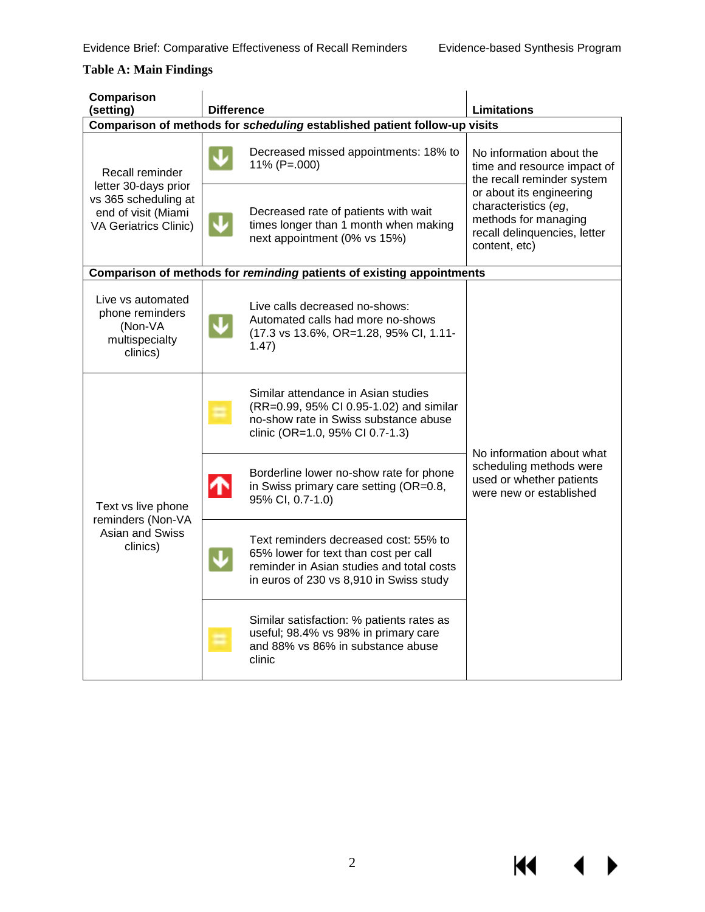**Table A: Main Findings**

| Comparison (setting) | Difference | Limitations |
|---|---|---|
| **Comparison of methods for *scheduling* established patient follow-up visits** | | |
| Recall reminder letter 30-days prior vs 365 scheduling at end of visit (Miami VA Geriatrics Clinic) | ↓ Decreased missed appointments: 18% to 11% (P=.000) | No information about the time and resource impact of the recall reminder system or about its engineering characteristics (*eg*, methods for managing recall delinquencies, letter content, etc) |
| | ↓ Decreased rate of patients with wait times longer than 1 month when making next appointment (0% vs 15%) | |
| **Comparison of methods for *reminding* patients of existing appointments** | | |
| Live vs automated phone reminders (Non-VA multispecialty clinics) | ↓ Live calls decreased no-shows: Automated calls had more no-shows (17.3 vs 13.6%, OR=1.28, 95% CI, 1.11-1.47) | No information about what scheduling methods were used or whether patients were new or established |
| Text vs live phone reminders (Non-VA Asian and Swiss clinics) | = Similar attendance in Asian studies (RR=0.99, 95% CI 0.95-1.02) and similar no-show rate in Swiss substance abuse clinic (OR=1.0, 95% CI 0.7-1.3) | |
| | ↑ Borderline lower no-show rate for phone in Swiss primary care setting (OR=0.8, 95% CI, 0.7-1.0) | |
| | ↓ Text reminders decreased cost: 55% to 65% lower for text than cost per call reminder in Asian studies and total costs in euros of 230 vs 8,910 in Swiss study | |
| | = Similar satisfaction: % patients rates as useful; 98.4% vs 98% in primary care and 88% vs 86% in substance abuse clinic | |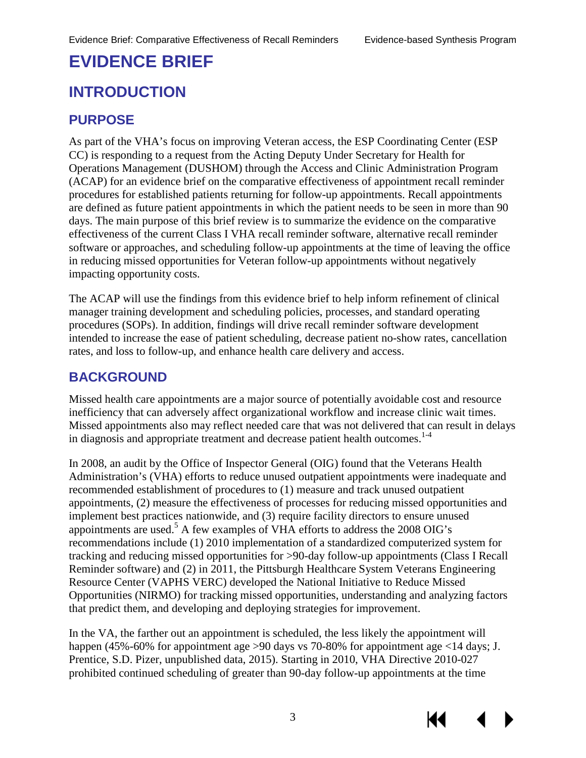# EVIDENCE BRIEF

## INTRODUCTION

### PURPOSE

As part of the VHA's focus on improving Veteran access, the ESP Coordinating Center (ESP CC) is responding to a request from the Acting Deputy Under Secretary for Health for Operations Management (DUSHOM) through the Access and Clinic Administration Program (ACAP) for an evidence brief on the comparative effectiveness of appointment recall reminder procedures for established patients returning for follow-up appointments. Recall appointments are defined as future patient appointments in which the patient needs to be seen in more than 90 days. The main purpose of this brief review is to summarize the evidence on the comparative effectiveness of the current Class I VHA recall reminder software, alternative recall reminder software or approaches, and scheduling follow-up appointments at the time of leaving the office in reducing missed opportunities for Veteran follow-up appointments without negatively impacting opportunity costs.

The ACAP will use the findings from this evidence brief to help inform refinement of clinical manager training development and scheduling policies, processes, and standard operating procedures (SOPs). In addition, findings will drive recall reminder software development intended to increase the ease of patient scheduling, decrease patient no-show rates, cancellation rates, and loss to follow-up, and enhance health care delivery and access.

### BACKGROUND

Missed health care appointments are a major source of potentially avoidable cost and resource inefficiency that can adversely affect organizational workflow and increase clinic wait times. Missed appointments also may reflect needed care that was not delivered that can result in delays in diagnosis and appropriate treatment and decrease patient health outcomes.[1-4]

In 2008, an audit by the Office of Inspector General (OIG) found that the Veterans Health Administration's (VHA) efforts to reduce unused outpatient appointments were inadequate and recommended establishment of procedures to (1) measure and track unused outpatient appointments, (2) measure the effectiveness of processes for reducing missed opportunities and implement best practices nationwide, and (3) require facility directors to ensure unused appointments are used.[5] A few examples of VHA efforts to address the 2008 OIG's recommendations include (1) 2010 implementation of a standardized computerized system for tracking and reducing missed opportunities for >90-day follow-up appointments (Class I Recall Reminder software) and (2) in 2011, the Pittsburgh Healthcare System Veterans Engineering Resource Center (VAPHS VERC) developed the National Initiative to Reduce Missed Opportunities (NIRMO) for tracking missed opportunities, understanding and analyzing factors that predict them, and developing and deploying strategies for improvement.

In the VA, the farther out an appointment is scheduled, the less likely the appointment will happen (45%-60% for appointment age >90 days vs 70-80% for appointment age <14 days; J. Prentice, S.D. Pizer, unpublished data, 2015). Starting in 2010, VHA Directive 2010-027 prohibited continued scheduling of greater than 90-day follow-up appointments at the time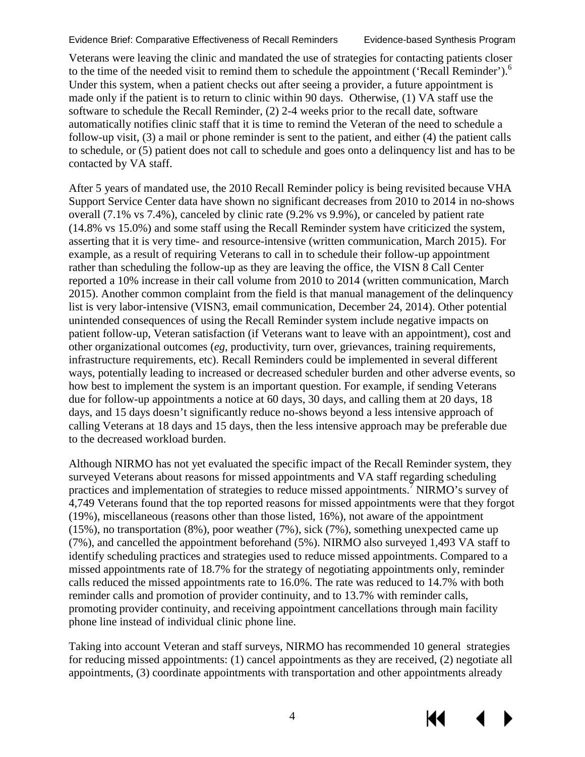Veterans were leaving the clinic and mandated the use of strategies for contacting patients closer to the time of the needed visit to remind them to schedule the appointment ('Recall Reminder').[6] Under this system, when a patient checks out after seeing a provider, a future appointment is made only if the patient is to return to clinic within 90 days. Otherwise, (1) VA staff use the software to schedule the Recall Reminder, (2) 2-4 weeks prior to the recall date, software automatically notifies clinic staff that it is time to remind the Veteran of the need to schedule a follow-up visit, (3) a mail or phone reminder is sent to the patient, and either (4) the patient calls to schedule, or (5) patient does not call to schedule and goes onto a delinquency list and has to be contacted by VA staff.

After 5 years of mandated use, the 2010 Recall Reminder policy is being revisited because VHA Support Service Center data have shown no significant decreases from 2010 to 2014 in no-shows overall (7.1% vs 7.4%), canceled by clinic rate (9.2% vs 9.9%), or canceled by patient rate (14.8% vs 15.0%) and some staff using the Recall Reminder system have criticized the system, asserting that it is very time- and resource-intensive (written communication, March 2015). For example, as a result of requiring Veterans to call in to schedule their follow-up appointment rather than scheduling the follow-up as they are leaving the office, the VISN 8 Call Center reported a 10% increase in their call volume from 2010 to 2014 (written communication, March 2015). Another common complaint from the field is that manual management of the delinquency list is very labor-intensive (VISN3, email communication, December 24, 2014). Other potential unintended consequences of using the Recall Reminder system include negative impacts on patient follow-up, Veteran satisfaction (if Veterans want to leave with an appointment), cost and other organizational outcomes (*eg*, productivity, turn over, grievances, training requirements, infrastructure requirements, etc). Recall Reminders could be implemented in several different ways, potentially leading to increased or decreased scheduler burden and other adverse events, so how best to implement the system is an important question. For example, if sending Veterans due for follow-up appointments a notice at 60 days, 30 days, and calling them at 20 days, 18 days, and 15 days doesn't significantly reduce no-shows beyond a less intensive approach of calling Veterans at 18 days and 15 days, then the less intensive approach may be preferable due to the decreased workload burden.

Although NIRMO has not yet evaluated the specific impact of the Recall Reminder system, they surveyed Veterans about reasons for missed appointments and VA staff regarding scheduling practices and implementation of strategies to reduce missed appointments.[7] NIRMO's survey of 4,749 Veterans found that the top reported reasons for missed appointments were that they forgot (19%), miscellaneous (reasons other than those listed, 16%), not aware of the appointment (15%), no transportation (8%), poor weather (7%), sick (7%), something unexpected came up (7%), and cancelled the appointment beforehand (5%). NIRMO also surveyed 1,493 VA staff to identify scheduling practices and strategies used to reduce missed appointments. Compared to a missed appointments rate of 18.7% for the strategy of negotiating appointments only, reminder calls reduced the missed appointments rate to 16.0%. The rate was reduced to 14.7% with both reminder calls and promotion of provider continuity, and to 13.7% with reminder calls, promoting provider continuity, and receiving appointment cancellations through main facility phone line instead of individual clinic phone line.

Taking into account Veteran and staff surveys, NIRMO has recommended 10 general strategies for reducing missed appointments: (1) cancel appointments as they are received, (2) negotiate all appointments, (3) coordinate appointments with transportation and other appointments already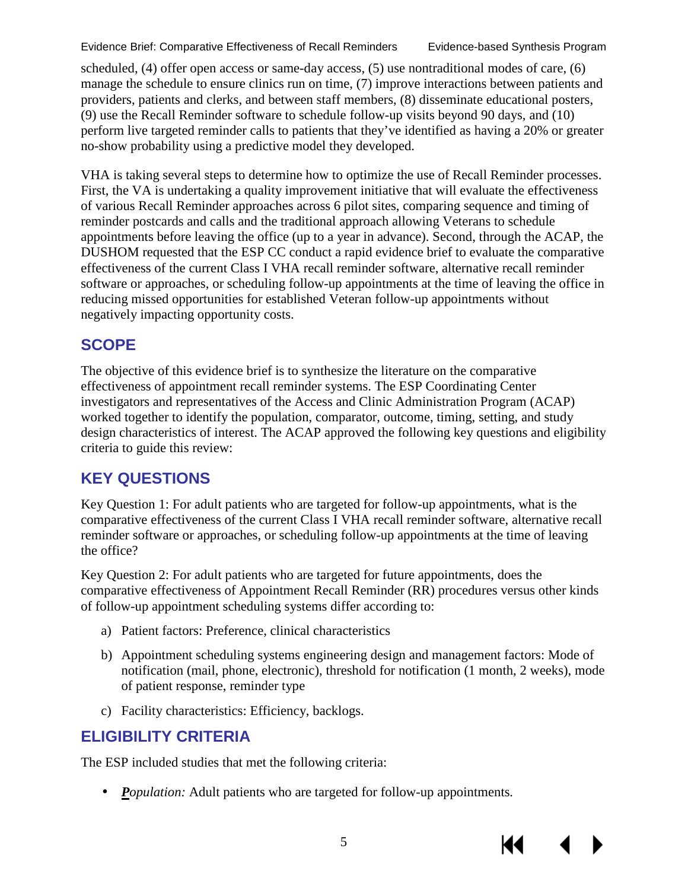scheduled, (4) offer open access or same-day access, (5) use nontraditional modes of care, (6) manage the schedule to ensure clinics run on time, (7) improve interactions between patients and providers, patients and clerks, and between staff members, (8) disseminate educational posters, (9) use the Recall Reminder software to schedule follow-up visits beyond 90 days, and (10) perform live targeted reminder calls to patients that they've identified as having a 20% or greater no-show probability using a predictive model they developed.

VHA is taking several steps to determine how to optimize the use of Recall Reminder processes. First, the VA is undertaking a quality improvement initiative that will evaluate the effectiveness of various Recall Reminder approaches across 6 pilot sites, comparing sequence and timing of reminder postcards and calls and the traditional approach allowing Veterans to schedule appointments before leaving the office (up to a year in advance). Second, through the ACAP, the DUSHOM requested that the ESP CC conduct a rapid evidence brief to evaluate the comparative effectiveness of the current Class I VHA recall reminder software, alternative recall reminder software or approaches, or scheduling follow-up appointments at the time of leaving the office in reducing missed opportunities for established Veteran follow-up appointments without negatively impacting opportunity costs.

## SCOPE

The objective of this evidence brief is to synthesize the literature on the comparative effectiveness of appointment recall reminder systems. The ESP Coordinating Center investigators and representatives of the Access and Clinic Administration Program (ACAP) worked together to identify the population, comparator, outcome, timing, setting, and study design characteristics of interest. The ACAP approved the following key questions and eligibility criteria to guide this review:

## KEY QUESTIONS

Key Question 1: For adult patients who are targeted for follow-up appointments, what is the comparative effectiveness of the current Class I VHA recall reminder software, alternative recall reminder software or approaches, or scheduling follow-up appointments at the time of leaving the office?

Key Question 2: For adult patients who are targeted for future appointments, does the comparative effectiveness of Appointment Recall Reminder (RR) procedures versus other kinds of follow-up appointment scheduling systems differ according to:

a) Patient factors: Preference, clinical characteristics

b) Appointment scheduling systems engineering design and management factors: Mode of notification (mail, phone, electronic), threshold for notification (1 month, 2 weeks), mode of patient response, reminder type

c) Facility characteristics: Efficiency, backlogs.

## ELIGIBILITY CRITERIA

The ESP included studies that met the following criteria:

- ***P**opulation:* Adult patients who are targeted for follow-up appointments.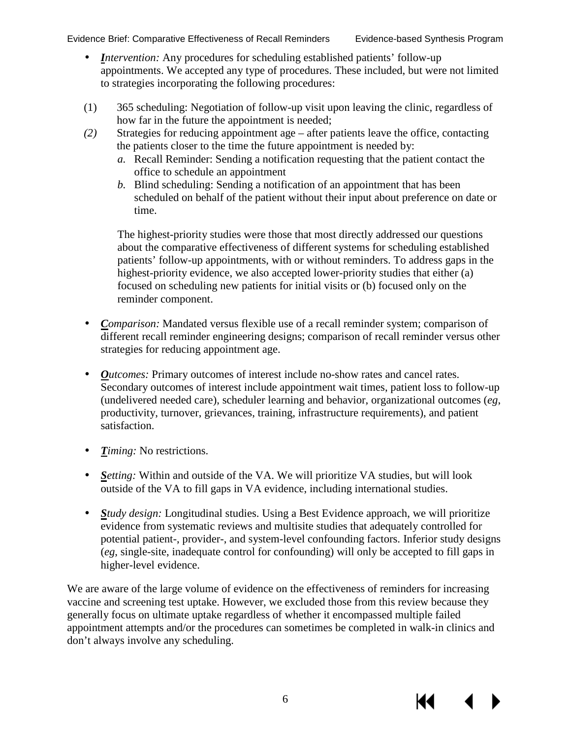- ***I**ntervention:* Any procedures for scheduling established patients' follow-up appointments. We accepted any type of procedures. These included, but were not limited to strategies incorporating the following procedures:

(1) 365 scheduling: Negotiation of follow-up visit upon leaving the clinic, regardless of how far in the future the appointment is needed;

*(2)* Strategies for reducing appointment age – after patients leave the office, contacting the patients closer to the time the future appointment is needed by:

   *a.* Recall Reminder: Sending a notification requesting that the patient contact the office to schedule an appointment

   *b.* Blind scheduling: Sending a notification of an appointment that has been scheduled on behalf of the patient without their input about preference on date or time.

   The highest-priority studies were those that most directly addressed our questions about the comparative effectiveness of different systems for scheduling established patients' follow-up appointments, with or without reminders. To address gaps in the highest-priority evidence, we also accepted lower-priority studies that either (a) focused on scheduling new patients for initial visits or (b) focused only on the reminder component.

- ***C**omparison:* Mandated versus flexible use of a recall reminder system; comparison of different recall reminder engineering designs; comparison of recall reminder versus other strategies for reducing appointment age.

- ***O**utcomes:* Primary outcomes of interest include no-show rates and cancel rates. Secondary outcomes of interest include appointment wait times, patient loss to follow-up (undelivered needed care), scheduler learning and behavior, organizational outcomes (*eg*, productivity, turnover, grievances, training, infrastructure requirements), and patient satisfaction.

- ***T**iming:* No restrictions.

- ***S**etting:* Within and outside of the VA. We will prioritize VA studies, but will look outside of the VA to fill gaps in VA evidence, including international studies.

- ***S**tudy design:* Longitudinal studies. Using a Best Evidence approach, we will prioritize evidence from systematic reviews and multisite studies that adequately controlled for potential patient-, provider-, and system-level confounding factors. Inferior study designs (*eg*, single-site, inadequate control for confounding) will only be accepted to fill gaps in higher-level evidence.

We are aware of the large volume of evidence on the effectiveness of reminders for increasing vaccine and screening test uptake. However, we excluded those from this review because they generally focus on ultimate uptake regardless of whether it encompassed multiple failed appointment attempts and/or the procedures can sometimes be completed in walk-in clinics and don't always involve any scheduling.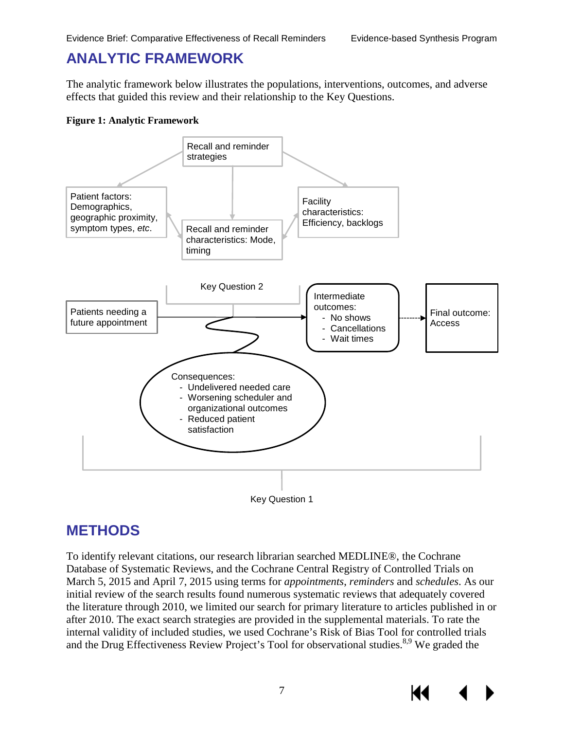## ANALYTIC FRAMEWORK

The analytic framework below illustrates the populations, interventions, outcomes, and adverse effects that guided this review and their relationship to the Key Questions.

**Figure 1: Analytic Framework**

Recall and reminder strategies

Patient factors: Demographics, geographic proximity, symptom types, *etc*.

Recall and reminder characteristics: Mode, timing

Facility characteristics: Efficiency, backlogs

Key Question 2

Patients needing a future appointment

Intermediate outcomes:
- No shows
- Cancellations
- Wait times

Final outcome: Access

Consequences:
- Undelivered needed care
- Worsening scheduler and organizational outcomes
- Reduced patient satisfaction

Key Question 1

## METHODS

To identify relevant citations, our research librarian searched MEDLINE®, the Cochrane Database of Systematic Reviews, and the Cochrane Central Registry of Controlled Trials on March 5, 2015 and April 7, 2015 using terms for *appointments*, *reminders* and *schedules*. As our initial review of the search results found numerous systematic reviews that adequately covered the literature through 2010, we limited our search for primary literature to articles published in or after 2010. The exact search strategies are provided in the supplemental materials. To rate the internal validity of included studies, we used Cochrane's Risk of Bias Tool for controlled trials and the Drug Effectiveness Review Project's Tool for observational studies.[8,9] We graded the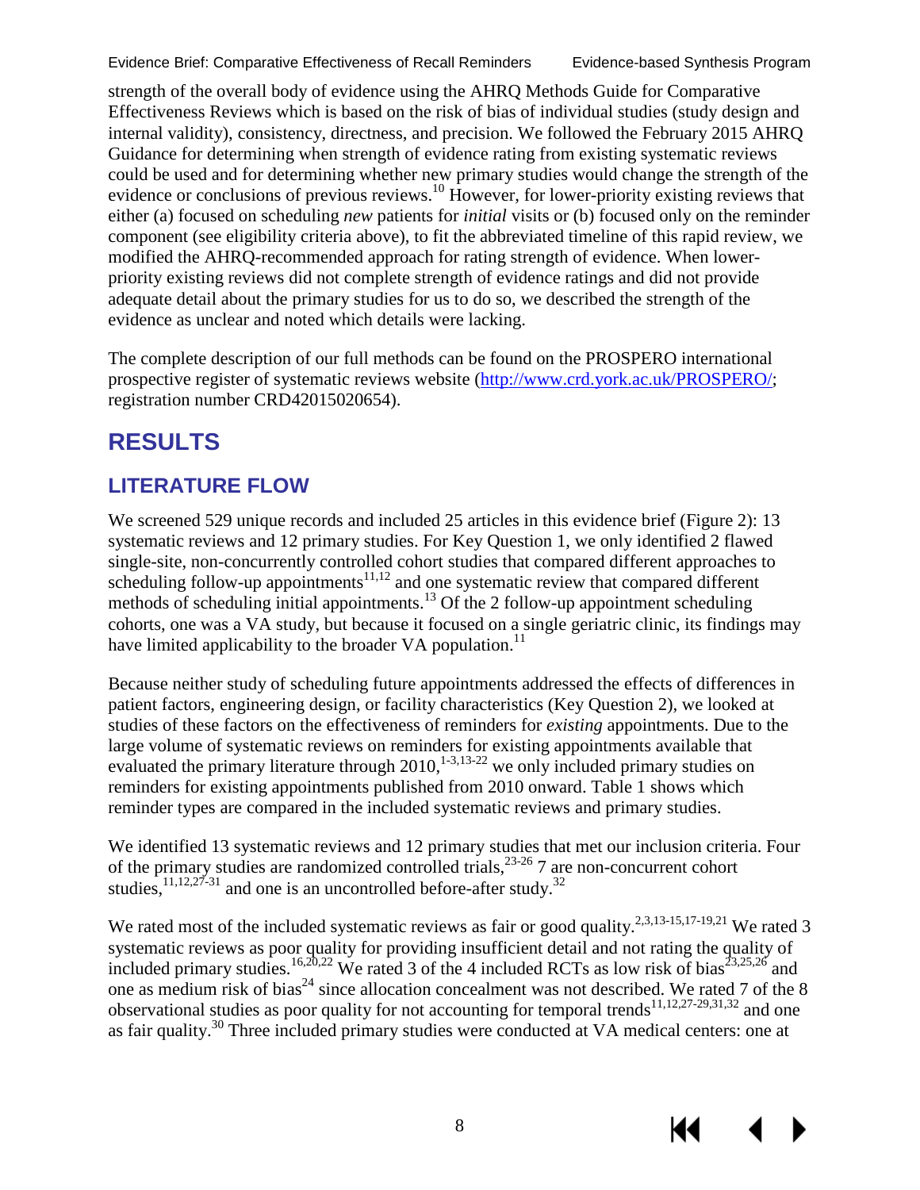strength of the overall body of evidence using the AHRQ Methods Guide for Comparative Effectiveness Reviews which is based on the risk of bias of individual studies (study design and internal validity), consistency, directness, and precision. We followed the February 2015 AHRQ Guidance for determining when strength of evidence rating from existing systematic reviews could be used and for determining whether new primary studies would change the strength of the evidence or conclusions of previous reviews.[10] However, for lower-priority existing reviews that either (a) focused on scheduling *new* patients for *initial* visits or (b) focused only on the reminder component (see eligibility criteria above), to fit the abbreviated timeline of this rapid review, we modified the AHRQ-recommended approach for rating strength of evidence. When lower-priority existing reviews did not complete strength of evidence ratings and did not provide adequate detail about the primary studies for us to do so, we described the strength of the evidence as unclear and noted which details were lacking.

The complete description of our full methods can be found on the PROSPERO international prospective register of systematic reviews website (http://www.crd.york.ac.uk/PROSPERO/; registration number CRD42015020654).

# RESULTS

## LITERATURE FLOW

We screened 529 unique records and included 25 articles in this evidence brief (Figure 2): 13 systematic reviews and 12 primary studies. For Key Question 1, we only identified 2 flawed single-site, non-concurrently controlled cohort studies that compared different approaches to scheduling follow-up appointments[11,12] and one systematic review that compared different methods of scheduling initial appointments.[13] Of the 2 follow-up appointment scheduling cohorts, one was a VA study, but because it focused on a single geriatric clinic, its findings may have limited applicability to the broader VA population.[11]

Because neither study of scheduling future appointments addressed the effects of differences in patient factors, engineering design, or facility characteristics (Key Question 2), we looked at studies of these factors on the effectiveness of reminders for *existing* appointments. Due to the large volume of systematic reviews on reminders for existing appointments available that evaluated the primary literature through 2010,[1-3,13-22] we only included primary studies on reminders for existing appointments published from 2010 onward. Table 1 shows which reminder types are compared in the included systematic reviews and primary studies.

We identified 13 systematic reviews and 12 primary studies that met our inclusion criteria. Four of the primary studies are randomized controlled trials,[23-26] 7 are non-concurrent cohort studies,[11,12,27-31] and one is an uncontrolled before-after study.[32]

We rated most of the included systematic reviews as fair or good quality.[2,3,13-15,17-19,21] We rated 3 systematic reviews as poor quality for providing insufficient detail and not rating the quality of included primary studies.[16,20,22] We rated 3 of the 4 included RCTs as low risk of bias[23,25,26] and one as medium risk of bias[24] since allocation concealment was not described. We rated 7 of the 8 observational studies as poor quality for not accounting for temporal trends[11,12,27-29,31,32] and one as fair quality.[30] Three included primary studies were conducted at VA medical centers: one at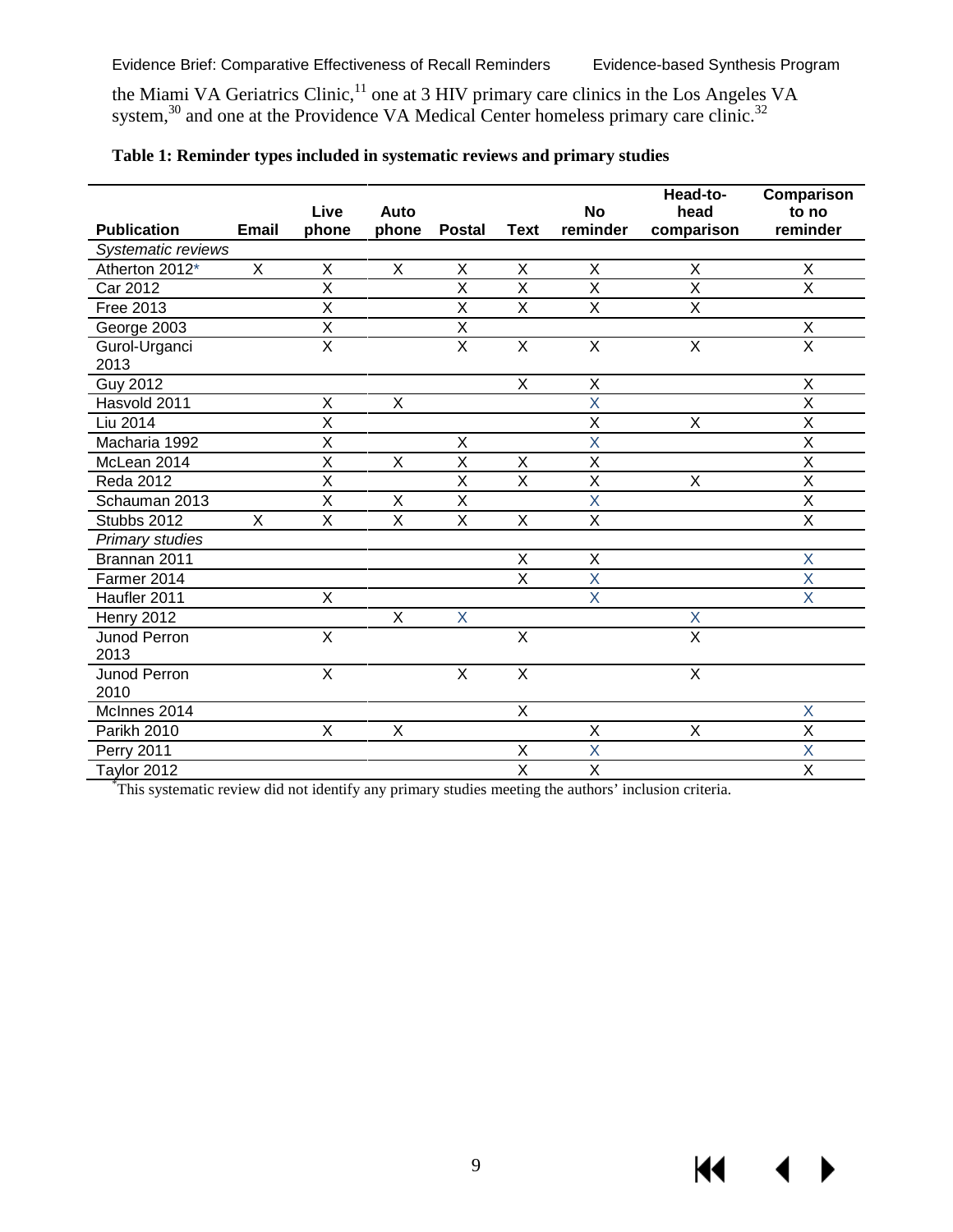the Miami VA Geriatrics Clinic,[11] one at 3 HIV primary care clinics in the Los Angeles VA system,[30] and one at the Providence VA Medical Center homeless primary care clinic.[32]

**Table 1: Reminder types included in systematic reviews and primary studies**

| Publication | Email | Live phone | Auto phone | Postal | Text | No reminder | Head-to-head comparison | Comparison to no reminder |
|---|---|---|---|---|---|---|---|---|
| *Systematic reviews* | | | | | | | | |
| Atherton 2012* | X | X | X | X | X | X | X | X |
| Car 2012 | | X | | X | X | X | X | X |
| Free 2013 | | X | | X | X | X | X | |
| George 2003 | | X | | X | | | | X |
| Gurol-Urganci 2013 | | X | | X | X | X | X | X |
| Guy 2012 | | | | | X | X | | X |
| Hasvold 2011 | | X | X | | | X | | X |
| Liu 2014 | | X | | | | X | X | X |
| Macharia 1992 | | X | | X | | X | | X |
| McLean 2014 | | X | X | X | X | X | | X |
| Reda 2012 | | X | | X | X | X | X | X |
| Schauman 2013 | | X | X | X | | X | | X |
| Stubbs 2012 | X | X | X | X | X | X | | X |
| *Primary studies* | | | | | | | | |
| Brannan 2011 | | | | | X | X | | X |
| Farmer 2014 | | | | | X | X | | X |
| Haufler 2011 | | X | | | | X | | X |
| Henry 2012 | | | X | X | | | X | |
| Junod Perron 2013 | | X | | | X | | X | |
| Junod Perron 2010 | | X | | X | X | | X | |
| McInnes 2014 | | | | | X | | | X |
| Parikh 2010 | | X | X | | | X | X | X |
| Perry 2011 | | | | | X | X | | X |
| Taylor 2012 | | | | | X | X | | X |

*This systematic review did not identify any primary studies meeting the authors' inclusion criteria.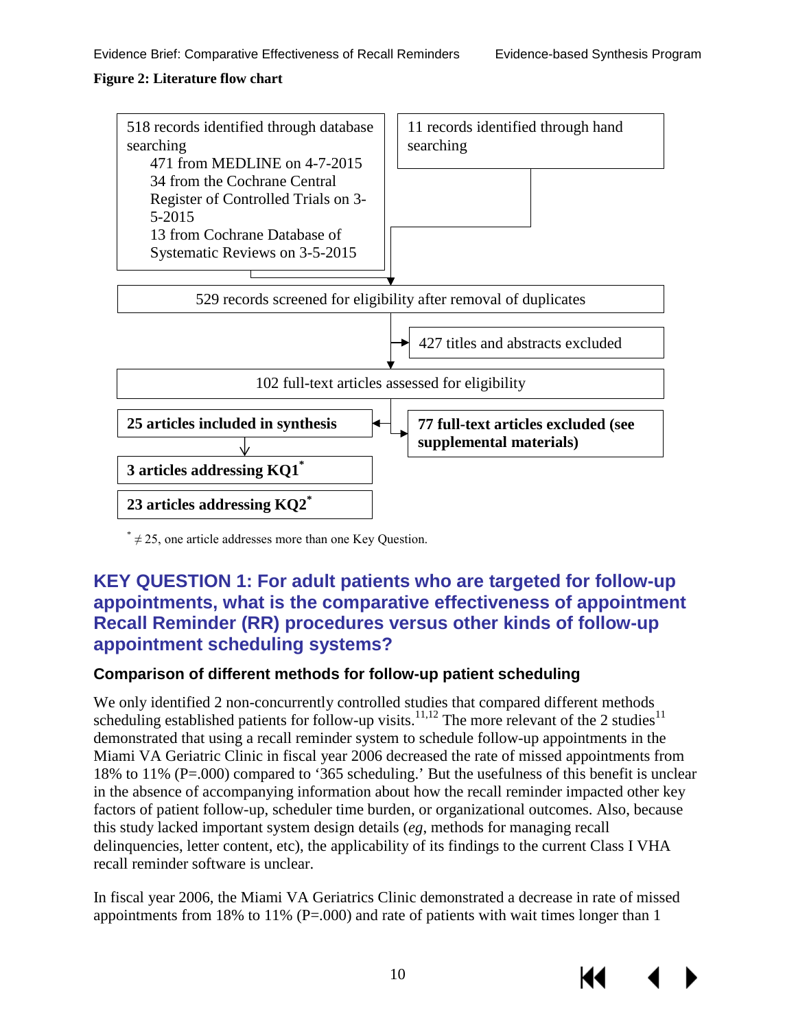**Figure 2: Literature flow chart**

518 records identified through database searching
- 471 from MEDLINE on 4-7-2015
- 34 from the Cochrane Central Register of Controlled Trials on 3-5-2015
- 13 from Cochrane Database of Systematic Reviews on 3-5-2015

11 records identified through hand searching

529 records screened for eligibility after removal of duplicates

427 titles and abstracts excluded

102 full-text articles assessed for eligibility

**77 full-text articles excluded (see supplemental materials)**

**25 articles included in synthesis**

**3 articles addressing KQ1***

**23 articles addressing KQ2***

\* ≠ 25, one article addresses more than one Key Question.

## KEY QUESTION 1: For adult patients who are targeted for follow-up appointments, what is the comparative effectiveness of appointment Recall Reminder (RR) procedures versus other kinds of follow-up appointment scheduling systems?

### Comparison of different methods for follow-up patient scheduling

We only identified 2 non-concurrently controlled studies that compared different methods scheduling established patients for follow-up visits.[11,12] The more relevant of the 2 studies[11] demonstrated that using a recall reminder system to schedule follow-up appointments in the Miami VA Geriatric Clinic in fiscal year 2006 decreased the rate of missed appointments from 18% to 11% (P=.000) compared to '365 scheduling.' But the usefulness of this benefit is unclear in the absence of accompanying information about how the recall reminder impacted other key factors of patient follow-up, scheduler time burden, or organizational outcomes. Also, because this study lacked important system design details (*eg*, methods for managing recall delinquencies, letter content, etc), the applicability of its findings to the current Class I VHA recall reminder software is unclear.

In fiscal year 2006, the Miami VA Geriatrics Clinic demonstrated a decrease in rate of missed appointments from 18% to 11% (P=.000) and rate of patients with wait times longer than 1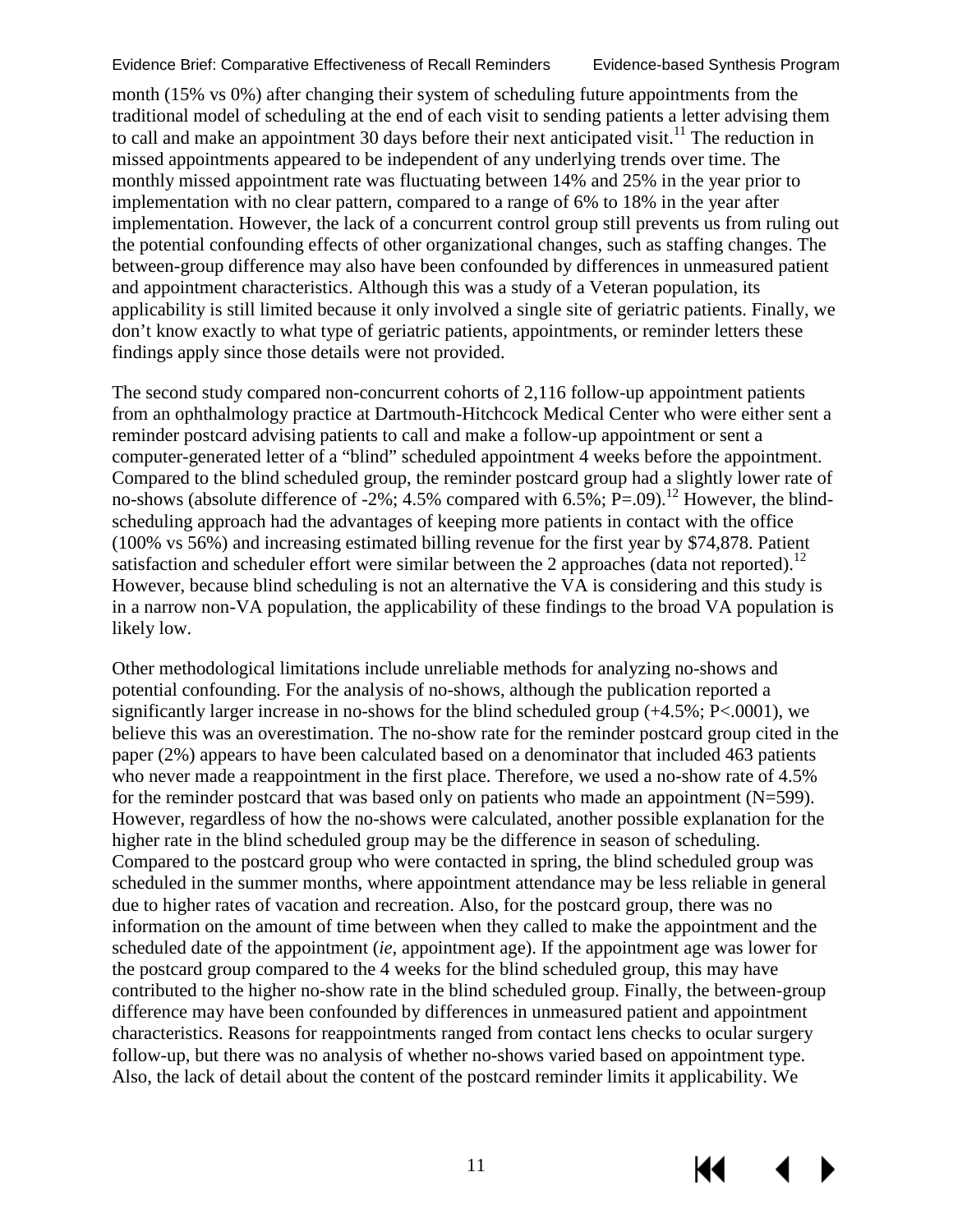month (15% vs 0%) after changing their system of scheduling future appointments from the traditional model of scheduling at the end of each visit to sending patients a letter advising them to call and make an appointment 30 days before their next anticipated visit.[11] The reduction in missed appointments appeared to be independent of any underlying trends over time. The monthly missed appointment rate was fluctuating between 14% and 25% in the year prior to implementation with no clear pattern, compared to a range of 6% to 18% in the year after implementation. However, the lack of a concurrent control group still prevents us from ruling out the potential confounding effects of other organizational changes, such as staffing changes. The between-group difference may also have been confounded by differences in unmeasured patient and appointment characteristics. Although this was a study of a Veteran population, its applicability is still limited because it only involved a single site of geriatric patients. Finally, we don't know exactly to what type of geriatric patients, appointments, or reminder letters these findings apply since those details were not provided.

The second study compared non-concurrent cohorts of 2,116 follow-up appointment patients from an ophthalmology practice at Dartmouth-Hitchcock Medical Center who were either sent a reminder postcard advising patients to call and make a follow-up appointment or sent a computer-generated letter of a "blind" scheduled appointment 4 weeks before the appointment. Compared to the blind scheduled group, the reminder postcard group had a slightly lower rate of no-shows (absolute difference of -2%; 4.5% compared with 6.5%; P=.09).[12] However, the blind-scheduling approach had the advantages of keeping more patients in contact with the office (100% vs 56%) and increasing estimated billing revenue for the first year by $74,878. Patient satisfaction and scheduler effort were similar between the 2 approaches (data not reported).[12] However, because blind scheduling is not an alternative the VA is considering and this study is in a narrow non-VA population, the applicability of these findings to the broad VA population is likely low.

Other methodological limitations include unreliable methods for analyzing no-shows and potential confounding. For the analysis of no-shows, although the publication reported a significantly larger increase in no-shows for the blind scheduled group (+4.5%; P<.0001), we believe this was an overestimation. The no-show rate for the reminder postcard group cited in the paper (2%) appears to have been calculated based on a denominator that included 463 patients who never made a reappointment in the first place. Therefore, we used a no-show rate of 4.5% for the reminder postcard that was based only on patients who made an appointment (N=599). However, regardless of how the no-shows were calculated, another possible explanation for the higher rate in the blind scheduled group may be the difference in season of scheduling. Compared to the postcard group who were contacted in spring, the blind scheduled group was scheduled in the summer months, where appointment attendance may be less reliable in general due to higher rates of vacation and recreation. Also, for the postcard group, there was no information on the amount of time between when they called to make the appointment and the scheduled date of the appointment (*ie*, appointment age). If the appointment age was lower for the postcard group compared to the 4 weeks for the blind scheduled group, this may have contributed to the higher no-show rate in the blind scheduled group. Finally, the between-group difference may have been confounded by differences in unmeasured patient and appointment characteristics. Reasons for reappointments ranged from contact lens checks to ocular surgery follow-up, but there was no analysis of whether no-shows varied based on appointment type. Also, the lack of detail about the content of the postcard reminder limits it applicability. We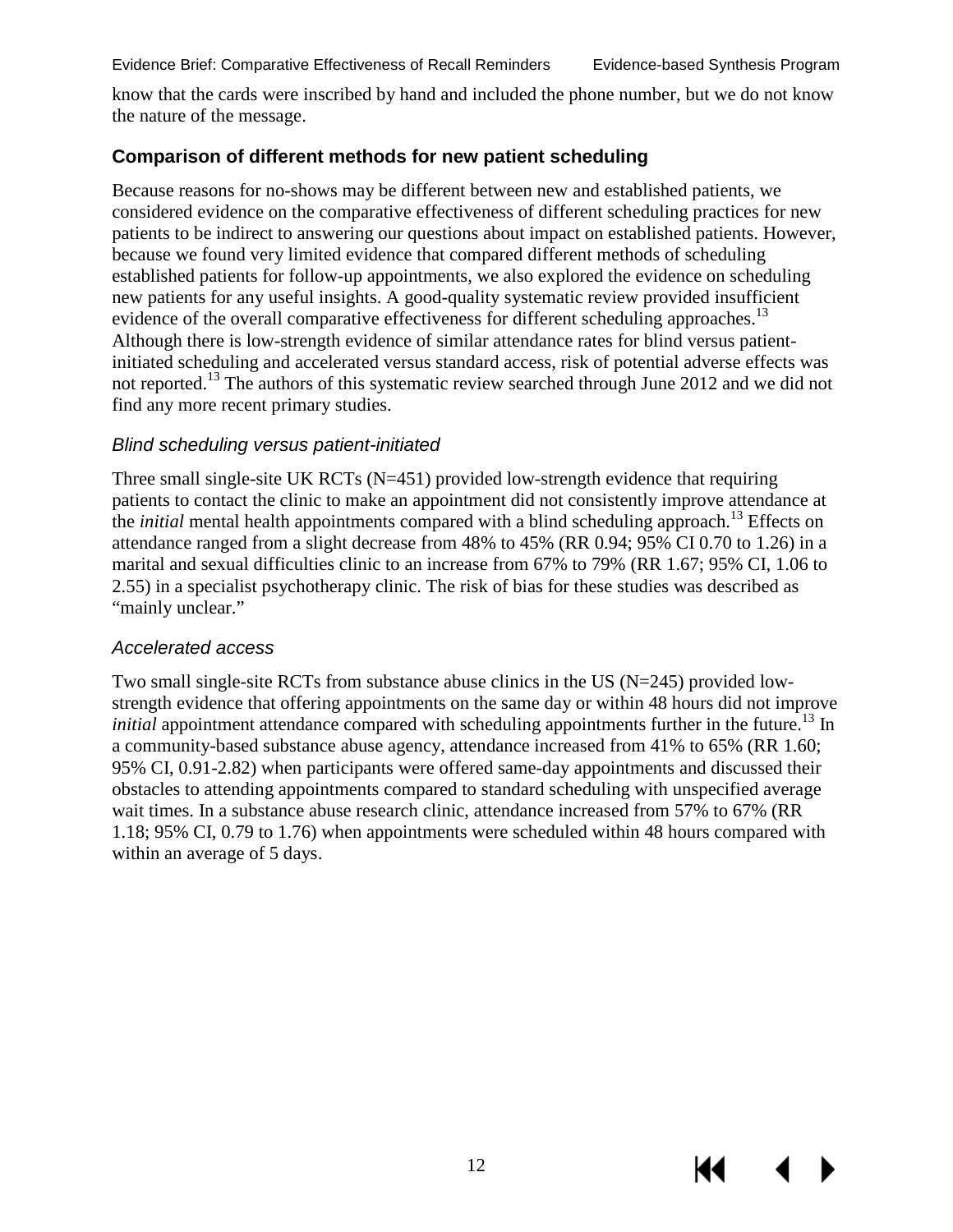know that the cards were inscribed by hand and included the phone number, but we do not know the nature of the message.

### Comparison of different methods for new patient scheduling

Because reasons for no-shows may be different between new and established patients, we considered evidence on the comparative effectiveness of different scheduling practices for new patients to be indirect to answering our questions about impact on established patients. However, because we found very limited evidence that compared different methods of scheduling established patients for follow-up appointments, we also explored the evidence on scheduling new patients for any useful insights. A good-quality systematic review provided insufficient evidence of the overall comparative effectiveness for different scheduling approaches.[13] Although there is low-strength evidence of similar attendance rates for blind versus patient-initiated scheduling and accelerated versus standard access, risk of potential adverse effects was not reported.[13] The authors of this systematic review searched through June 2012 and we did not find any more recent primary studies.

#### *Blind scheduling versus patient-initiated*

Three small single-site UK RCTs (N=451) provided low-strength evidence that requiring patients to contact the clinic to make an appointment did not consistently improve attendance at the *initial* mental health appointments compared with a blind scheduling approach.[13] Effects on attendance ranged from a slight decrease from 48% to 45% (RR 0.94; 95% CI 0.70 to 1.26) in a marital and sexual difficulties clinic to an increase from 67% to 79% (RR 1.67; 95% CI, 1.06 to 2.55) in a specialist psychotherapy clinic. The risk of bias for these studies was described as "mainly unclear."

#### *Accelerated access*

Two small single-site RCTs from substance abuse clinics in the US (N=245) provided low-strength evidence that offering appointments on the same day or within 48 hours did not improve *initial* appointment attendance compared with scheduling appointments further in the future.[13] In a community-based substance abuse agency, attendance increased from 41% to 65% (RR 1.60; 95% CI, 0.91-2.82) when participants were offered same-day appointments and discussed their obstacles to attending appointments compared to standard scheduling with unspecified average wait times. In a substance abuse research clinic, attendance increased from 57% to 67% (RR 1.18; 95% CI, 0.79 to 1.76) when appointments were scheduled within 48 hours compared with within an average of 5 days.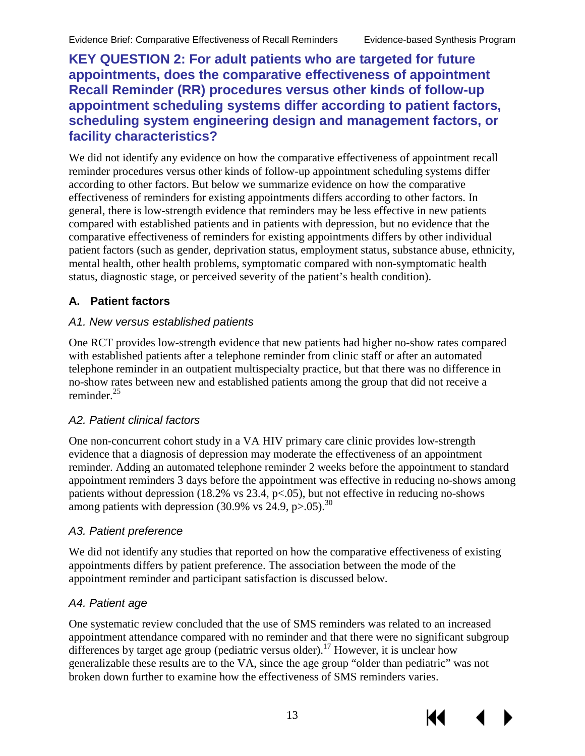## KEY QUESTION 2: For adult patients who are targeted for future appointments, does the comparative effectiveness of appointment Recall Reminder (RR) procedures versus other kinds of follow-up appointment scheduling systems differ according to patient factors, scheduling system engineering design and management factors, or facility characteristics?

We did not identify any evidence on how the comparative effectiveness of appointment recall reminder procedures versus other kinds of follow-up appointment scheduling systems differ according to other factors. But below we summarize evidence on how the comparative effectiveness of reminders for existing appointments differs according to other factors. In general, there is low-strength evidence that reminders may be less effective in new patients compared with established patients and in patients with depression, but no evidence that the comparative effectiveness of reminders for existing appointments differs by other individual patient factors (such as gender, deprivation status, employment status, substance abuse, ethnicity, mental health, other health problems, symptomatic compared with non-symptomatic health status, diagnostic stage, or perceived severity of the patient's health condition).

### A. Patient factors

#### *A1. New versus established patients*

One RCT provides low-strength evidence that new patients had higher no-show rates compared with established patients after a telephone reminder from clinic staff or after an automated telephone reminder in an outpatient multispecialty practice, but that there was no difference in no-show rates between new and established patients among the group that did not receive a reminder.[25]

#### *A2. Patient clinical factors*

One non-concurrent cohort study in a VA HIV primary care clinic provides low-strength evidence that a diagnosis of depression may moderate the effectiveness of an appointment reminder. Adding an automated telephone reminder 2 weeks before the appointment to standard appointment reminders 3 days before the appointment was effective in reducing no-shows among patients without depression (18.2% vs 23.4, $p<.05$), but not effective in reducing no-shows among patients with depression (30.9% vs 24.9, $p>.05$).[30]

#### *A3. Patient preference*

We did not identify any studies that reported on how the comparative effectiveness of existing appointments differs by patient preference. The association between the mode of the appointment reminder and participant satisfaction is discussed below.

#### *A4. Patient age*

One systematic review concluded that the use of SMS reminders was related to an increased appointment attendance compared with no reminder and that there were no significant subgroup differences by target age group (pediatric versus older).[17] However, it is unclear how generalizable these results are to the VA, since the age group "older than pediatric" was not broken down further to examine how the effectiveness of SMS reminders varies.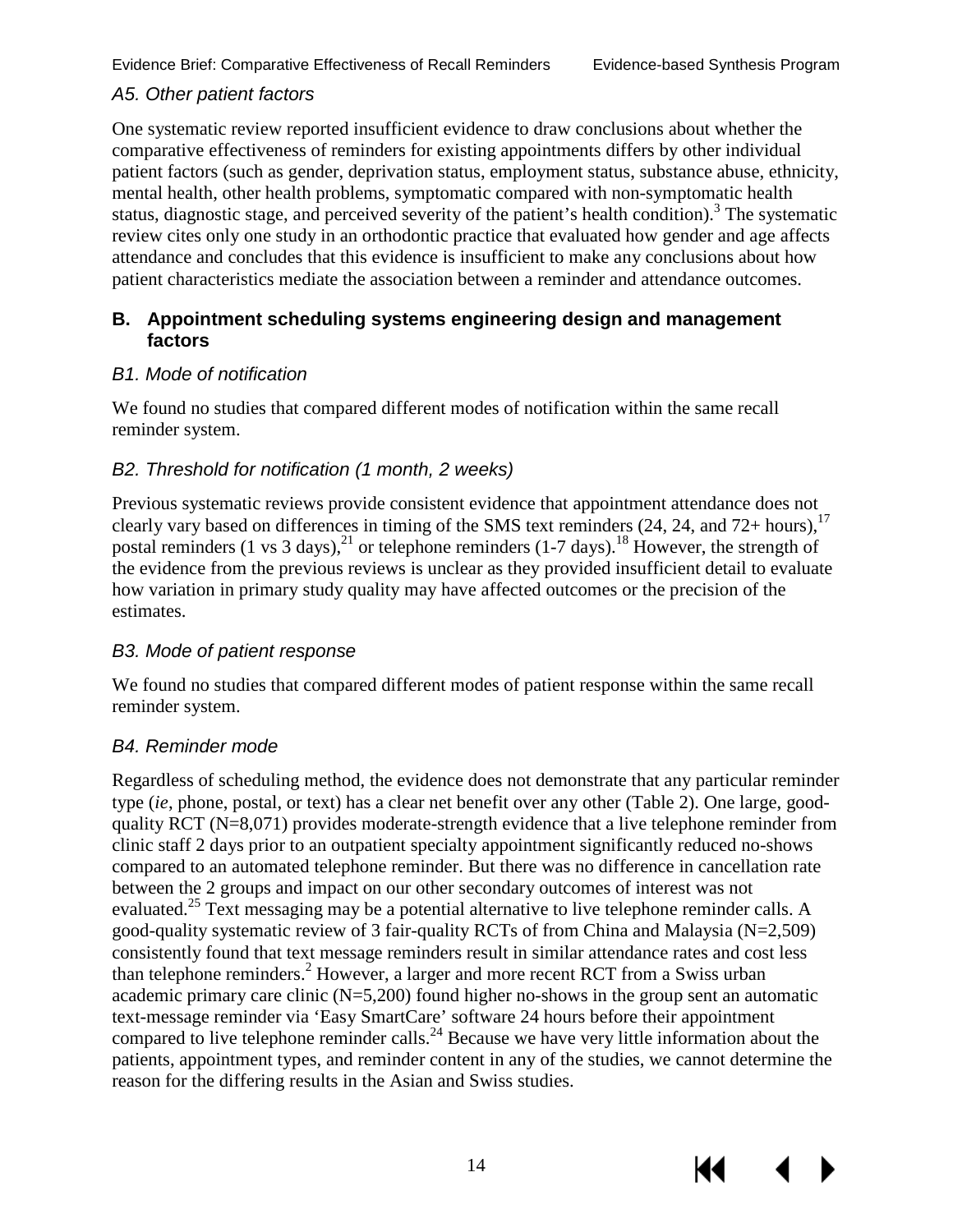### *A5. Other patient factors*

One systematic review reported insufficient evidence to draw conclusions about whether the comparative effectiveness of reminders for existing appointments differs by other individual patient factors (such as gender, deprivation status, employment status, substance abuse, ethnicity, mental health, other health problems, symptomatic compared with non-symptomatic health status, diagnostic stage, and perceived severity of the patient's health condition).[3] The systematic review cites only one study in an orthodontic practice that evaluated how gender and age affects attendance and concludes that this evidence is insufficient to make any conclusions about how patient characteristics mediate the association between a reminder and attendance outcomes.

## B. Appointment scheduling systems engineering design and management factors

### *B1. Mode of notification*

We found no studies that compared different modes of notification within the same recall reminder system.

### *B2. Threshold for notification (1 month, 2 weeks)*

Previous systematic reviews provide consistent evidence that appointment attendance does not clearly vary based on differences in timing of the SMS text reminders (24, 24, and 72+ hours),[17] postal reminders (1 vs 3 days),[21] or telephone reminders (1-7 days).[18] However, the strength of the evidence from the previous reviews is unclear as they provided insufficient detail to evaluate how variation in primary study quality may have affected outcomes or the precision of the estimates.

### *B3. Mode of patient response*

We found no studies that compared different modes of patient response within the same recall reminder system.

### *B4. Reminder mode*

Regardless of scheduling method, the evidence does not demonstrate that any particular reminder type (*ie*, phone, postal, or text) has a clear net benefit over any other (Table 2). One large, good-quality RCT (N=8,071) provides moderate-strength evidence that a live telephone reminder from clinic staff 2 days prior to an outpatient specialty appointment significantly reduced no-shows compared to an automated telephone reminder. But there was no difference in cancellation rate between the 2 groups and impact on our other secondary outcomes of interest was not evaluated.[25] Text messaging may be a potential alternative to live telephone reminder calls. A good-quality systematic review of 3 fair-quality RCTs of from China and Malaysia (N=2,509) consistently found that text message reminders result in similar attendance rates and cost less than telephone reminders.[2] However, a larger and more recent RCT from a Swiss urban academic primary care clinic (N=5,200) found higher no-shows in the group sent an automatic text-message reminder via 'Easy SmartCare' software 24 hours before their appointment compared to live telephone reminder calls.[24] Because we have very little information about the patients, appointment types, and reminder content in any of the studies, we cannot determine the reason for the differing results in the Asian and Swiss studies.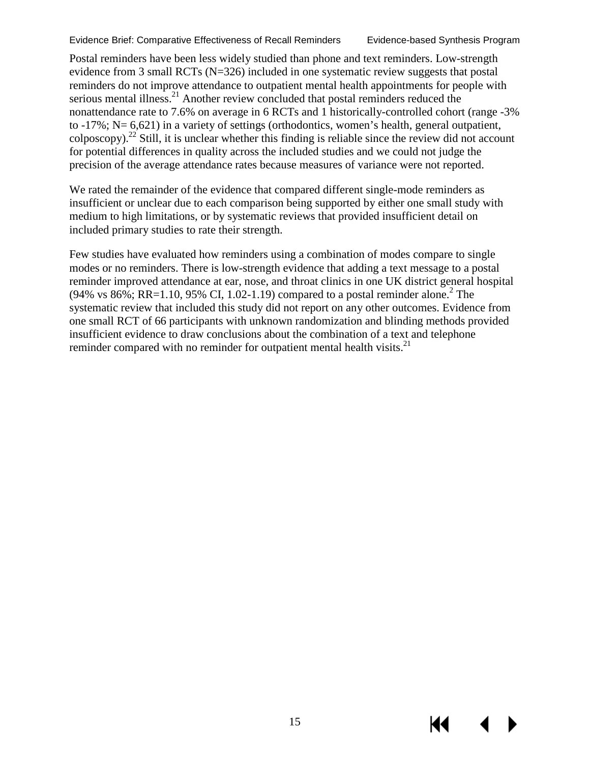Postal reminders have been less widely studied than phone and text reminders. Low-strength evidence from 3 small RCTs (N=326) included in one systematic review suggests that postal reminders do not improve attendance to outpatient mental health appointments for people with serious mental illness.[21] Another review concluded that postal reminders reduced the nonattendance rate to 7.6% on average in 6 RCTs and 1 historically-controlled cohort (range -3% to -17%; N= 6,621) in a variety of settings (orthodontics, women's health, general outpatient, colposcopy).[22] Still, it is unclear whether this finding is reliable since the review did not account for potential differences in quality across the included studies and we could not judge the precision of the average attendance rates because measures of variance were not reported.

We rated the remainder of the evidence that compared different single-mode reminders as insufficient or unclear due to each comparison being supported by either one small study with medium to high limitations, or by systematic reviews that provided insufficient detail on included primary studies to rate their strength.

Few studies have evaluated how reminders using a combination of modes compare to single modes or no reminders. There is low-strength evidence that adding a text message to a postal reminder improved attendance at ear, nose, and throat clinics in one UK district general hospital (94% vs 86%; RR=1.10, 95% CI, 1.02-1.19) compared to a postal reminder alone.[2] The systematic review that included this study did not report on any other outcomes. Evidence from one small RCT of 66 participants with unknown randomization and blinding methods provided insufficient evidence to draw conclusions about the combination of a text and telephone reminder compared with no reminder for outpatient mental health visits.[21]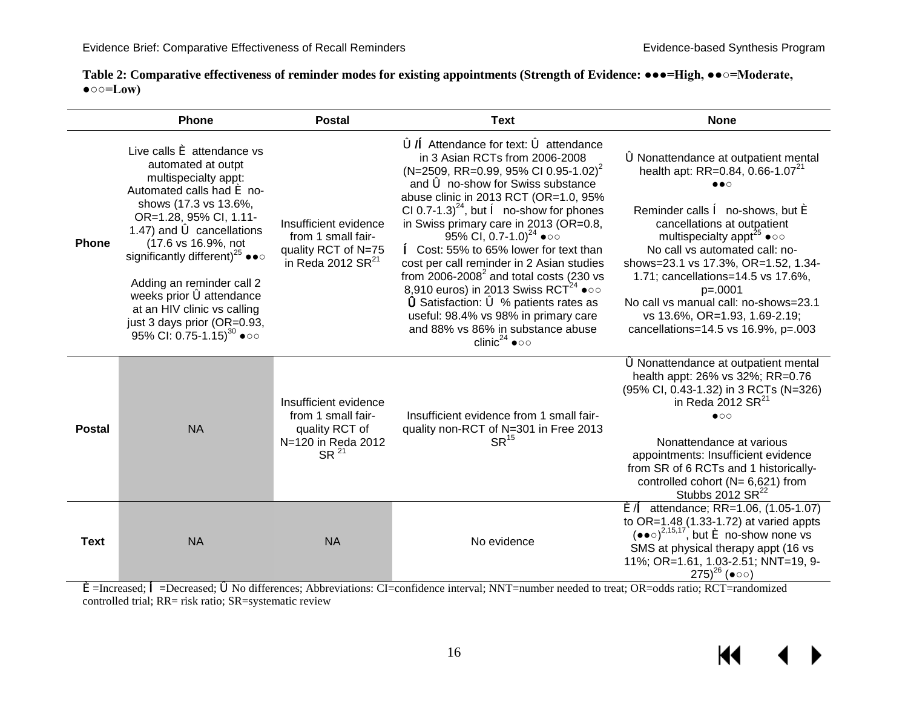**Table 2: Comparative effectiveness of reminder modes for existing appointments (Strength of Evidence: ●●●=High, ●●○=Moderate, ●○○=Low)**

| | Phone | Postal | Text | None |
|---|---|---|---|---|
| **Phone** | Live calls È attendance vs automated at outpt multispecialty appt: Automated calls had È no-shows (17.3 vs 13.6%, OR=1.28, 95% CI, 1.11-1.47) and Û cancellations (17.6 vs 16.9%, not significantly different)[25] ●●○<br><br>Adding an reminder call 2 weeks prior Û attendance at an HIV clinic vs calling just 3 days prior (OR=0.93, 95% CI: 0.75-1.15)[30] ●○○ | Insufficient evidence from 1 small fair-quality RCT of N=75 in Reda 2012 SR[21] | Û /Í Attendance for text: Û attendance in 3 Asian RCTs from 2006-2008 (N=2509, RR=0.99, 95% CI 0.95-1.02)[2] and Û no-show for Swiss substance abuse clinic in 2013 RCT (OR=1.0, 95% CI 0.7-1.3)[24], but Í no-show for phones in Swiss primary care in 2013 (OR=0.8, 95% CI, 0.7-1.0)[24] ●○○<br>Í Cost: 55% to 65% lower for text than cost per call reminder in 2 Asian studies from 2006-2008[2] and total costs (230 vs 8,910 euros) in 2013 Swiss RCT[24] ●○○<br>Û Satisfaction: Û % patients rates as useful: 98.4% vs 98% in primary care and 88% vs 86% in substance abuse clinic[24] ●○○ | Û Nonattendance at outpatient mental health apt: RR=0.84, 0.66-1.07[21] ●●○<br><br>Reminder calls Í no-shows, but È cancellations at outpatient multispecialty appt[25] ●○○<br>No call vs automated call: no-shows=23.1 vs 17.3%, OR=1.52, 1.34-1.71; cancellations=14.5 vs 17.6%, p=.0001<br>No call vs manual call: no-shows=23.1 vs 13.6%, OR=1.93, 1.69-2.19; cancellations=14.5 vs 16.9%, p=.003 |
| **Postal** | NA | Insufficient evidence from 1 small fair-quality RCT of N=120 in Reda 2012 SR [21] | Insufficient evidence from 1 small fair-quality non-RCT of N=301 in Free 2013 SR[15] | Û Nonattendance at outpatient mental health appt: 26% vs 32%; RR=0.76 (95% CI, 0.43-1.32) in 3 RCTs (N=326) in Reda 2012 SR[21]<br>●○○<br><br>Nonattendance at various appointments: Insufficient evidence from SR of 6 RCTs and 1 historically-controlled cohort (N= 6,621) from Stubbs 2012 SR[22] |
| **Text** | NA | NA | No evidence | È /Í attendance; RR=1.06, (1.05-1.07) to OR=1.48 (1.33-1.72) at varied appts (●●○)[2,15,17], but È no-show none vs SMS at physical therapy appt (16 vs 11%; OR=1.61, 1.03-2.51; NNT=19, 9-275)[26] (●○○) |

È =Increased; Í =Decreased; Û No differences; Abbreviations: CI=confidence interval; NNT=number needed to treat; OR=odds ratio; RCT=randomized controlled trial; RR= risk ratio; SR=systematic review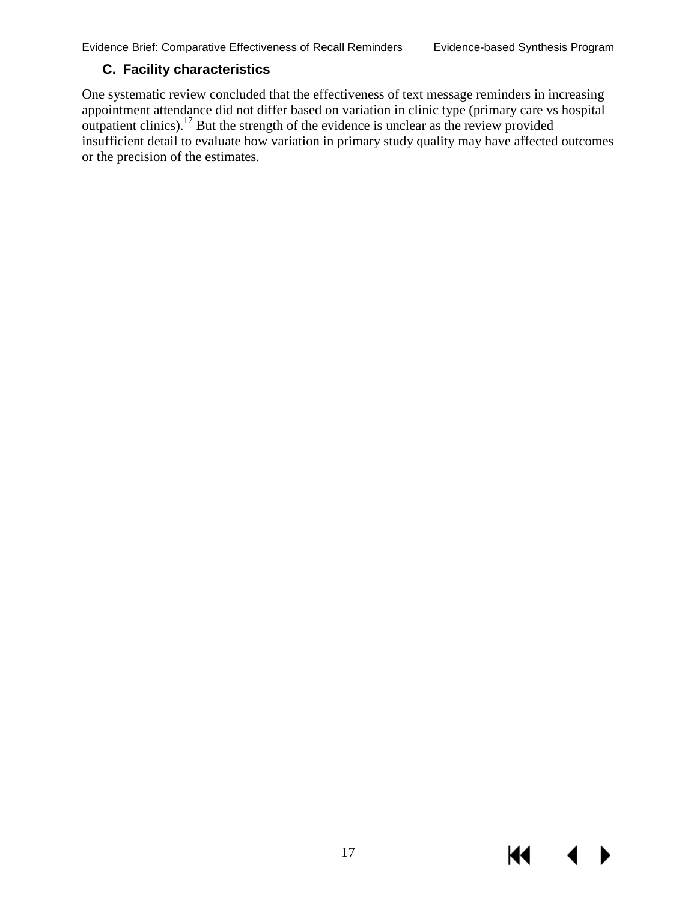### C. Facility characteristics

One systematic review concluded that the effectiveness of text message reminders in increasing appointment attendance did not differ based on variation in clinic type (primary care vs hospital outpatient clinics).[17] But the strength of the evidence is unclear as the review provided insufficient detail to evaluate how variation in primary study quality may have affected outcomes or the precision of the estimates.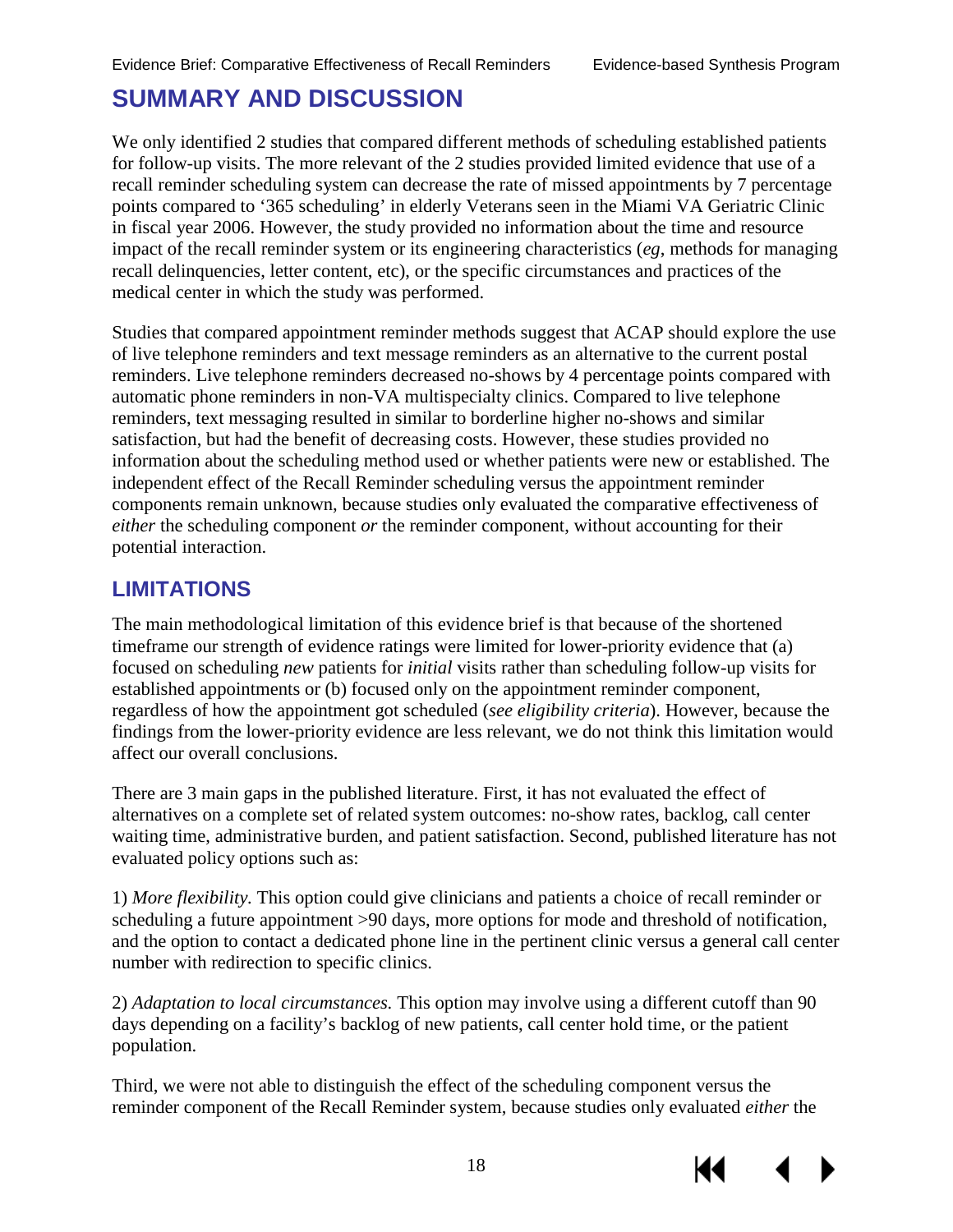# SUMMARY AND DISCUSSION

We only identified 2 studies that compared different methods of scheduling established patients for follow-up visits. The more relevant of the 2 studies provided limited evidence that use of a recall reminder scheduling system can decrease the rate of missed appointments by 7 percentage points compared to '365 scheduling' in elderly Veterans seen in the Miami VA Geriatric Clinic in fiscal year 2006. However, the study provided no information about the time and resource impact of the recall reminder system or its engineering characteristics (*eg*, methods for managing recall delinquencies, letter content, etc), or the specific circumstances and practices of the medical center in which the study was performed.

Studies that compared appointment reminder methods suggest that ACAP should explore the use of live telephone reminders and text message reminders as an alternative to the current postal reminders. Live telephone reminders decreased no-shows by 4 percentage points compared with automatic phone reminders in non-VA multispecialty clinics. Compared to live telephone reminders, text messaging resulted in similar to borderline higher no-shows and similar satisfaction, but had the benefit of decreasing costs. However, these studies provided no information about the scheduling method used or whether patients were new or established. The independent effect of the Recall Reminder scheduling versus the appointment reminder components remain unknown, because studies only evaluated the comparative effectiveness of *either* the scheduling component *or* the reminder component, without accounting for their potential interaction.

## LIMITATIONS

The main methodological limitation of this evidence brief is that because of the shortened timeframe our strength of evidence ratings were limited for lower-priority evidence that (a) focused on scheduling *new* patients for *initial* visits rather than scheduling follow-up visits for established appointments or (b) focused only on the appointment reminder component, regardless of how the appointment got scheduled (*see eligibility criteria*). However, because the findings from the lower-priority evidence are less relevant, we do not think this limitation would affect our overall conclusions.

There are 3 main gaps in the published literature. First, it has not evaluated the effect of alternatives on a complete set of related system outcomes: no-show rates, backlog, call center waiting time, administrative burden, and patient satisfaction. Second, published literature has not evaluated policy options such as:

1) *More flexibility.* This option could give clinicians and patients a choice of recall reminder or scheduling a future appointment >90 days, more options for mode and threshold of notification, and the option to contact a dedicated phone line in the pertinent clinic versus a general call center number with redirection to specific clinics.

2) *Adaptation to local circumstances.* This option may involve using a different cutoff than 90 days depending on a facility's backlog of new patients, call center hold time, or the patient population.

Third, we were not able to distinguish the effect of the scheduling component versus the reminder component of the Recall Reminder system, because studies only evaluated *either* the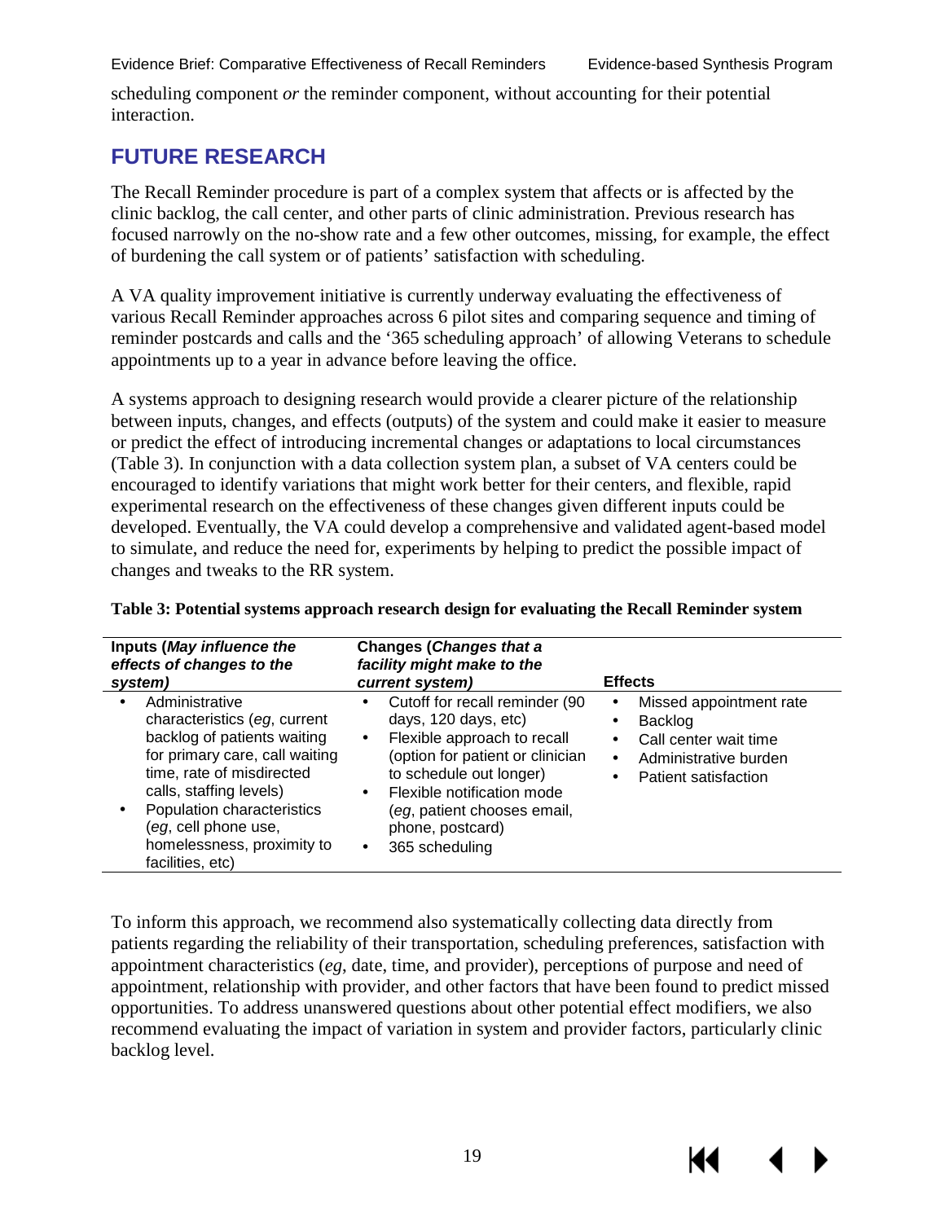scheduling component *or* the reminder component, without accounting for their potential interaction.

## FUTURE RESEARCH

The Recall Reminder procedure is part of a complex system that affects or is affected by the clinic backlog, the call center, and other parts of clinic administration. Previous research has focused narrowly on the no-show rate and a few other outcomes, missing, for example, the effect of burdening the call system or of patients' satisfaction with scheduling.

A VA quality improvement initiative is currently underway evaluating the effectiveness of various Recall Reminder approaches across 6 pilot sites and comparing sequence and timing of reminder postcards and calls and the '365 scheduling approach' of allowing Veterans to schedule appointments up to a year in advance before leaving the office.

A systems approach to designing research would provide a clearer picture of the relationship between inputs, changes, and effects (outputs) of the system and could make it easier to measure or predict the effect of introducing incremental changes or adaptations to local circumstances (Table 3). In conjunction with a data collection system plan, a subset of VA centers could be encouraged to identify variations that might work better for their centers, and flexible, rapid experimental research on the effectiveness of these changes given different inputs could be developed. Eventually, the VA could develop a comprehensive and validated agent-based model to simulate, and reduce the need for, experiments by helping to predict the possible impact of changes and tweaks to the RR system.

**Table 3: Potential systems approach research design for evaluating the Recall Reminder system**

| Inputs (*May influence the effects of changes to the system*) | Changes (*Changes that a facility might make to the current system*) | Effects |
|---|---|---|
| • Administrative characteristics (*eg*, current backlog of patients waiting for primary care, call waiting time, rate of misdirected calls, staffing levels)<br>• Population characteristics (*eg*, cell phone use, homelessness, proximity to facilities, etc) | • Cutoff for recall reminder (90 days, 120 days, etc)<br>• Flexible approach to recall (option for patient or clinician to schedule out longer)<br>• Flexible notification mode (*eg*, patient chooses email, phone, postcard)<br>• 365 scheduling | • Missed appointment rate<br>• Backlog<br>• Call center wait time<br>• Administrative burden<br>• Patient satisfaction |

To inform this approach, we recommend also systematically collecting data directly from patients regarding the reliability of their transportation, scheduling preferences, satisfaction with appointment characteristics (*eg*, date, time, and provider), perceptions of purpose and need of appointment, relationship with provider, and other factors that have been found to predict missed opportunities. To address unanswered questions about other potential effect modifiers, we also recommend evaluating the impact of variation in system and provider factors, particularly clinic backlog level.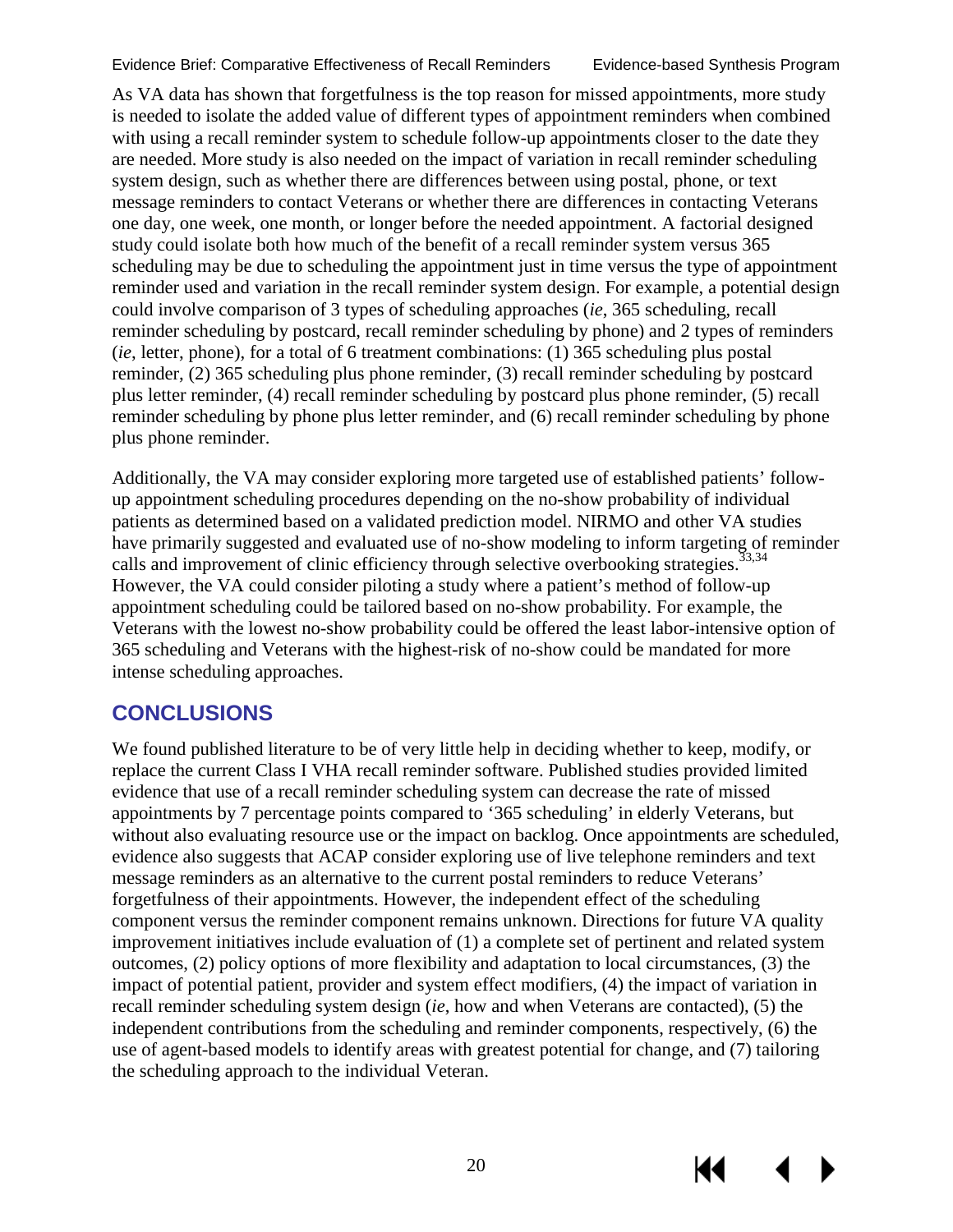As VA data has shown that forgetfulness is the top reason for missed appointments, more study is needed to isolate the added value of different types of appointment reminders when combined with using a recall reminder system to schedule follow-up appointments closer to the date they are needed. More study is also needed on the impact of variation in recall reminder scheduling system design, such as whether there are differences between using postal, phone, or text message reminders to contact Veterans or whether there are differences in contacting Veterans one day, one week, one month, or longer before the needed appointment. A factorial designed study could isolate both how much of the benefit of a recall reminder system versus 365 scheduling may be due to scheduling the appointment just in time versus the type of appointment reminder used and variation in the recall reminder system design. For example, a potential design could involve comparison of 3 types of scheduling approaches (*ie*, 365 scheduling, recall reminder scheduling by postcard, recall reminder scheduling by phone) and 2 types of reminders (*ie*, letter, phone), for a total of 6 treatment combinations: (1) 365 scheduling plus postal reminder, (2) 365 scheduling plus phone reminder, (3) recall reminder scheduling by postcard plus letter reminder, (4) recall reminder scheduling by postcard plus phone reminder, (5) recall reminder scheduling by phone plus letter reminder, and (6) recall reminder scheduling by phone plus phone reminder.

Additionally, the VA may consider exploring more targeted use of established patients' follow-up appointment scheduling procedures depending on the no-show probability of individual patients as determined based on a validated prediction model. NIRMO and other VA studies have primarily suggested and evaluated use of no-show modeling to inform targeting of reminder calls and improvement of clinic efficiency through selective overbooking strategies.[33,34] However, the VA could consider piloting a study where a patient's method of follow-up appointment scheduling could be tailored based on no-show probability. For example, the Veterans with the lowest no-show probability could be offered the least labor-intensive option of 365 scheduling and Veterans with the highest-risk of no-show could be mandated for more intense scheduling approaches.

## CONCLUSIONS

We found published literature to be of very little help in deciding whether to keep, modify, or replace the current Class I VHA recall reminder software. Published studies provided limited evidence that use of a recall reminder scheduling system can decrease the rate of missed appointments by 7 percentage points compared to '365 scheduling' in elderly Veterans, but without also evaluating resource use or the impact on backlog. Once appointments are scheduled, evidence also suggests that ACAP consider exploring use of live telephone reminders and text message reminders as an alternative to the current postal reminders to reduce Veterans' forgetfulness of their appointments. However, the independent effect of the scheduling component versus the reminder component remains unknown. Directions for future VA quality improvement initiatives include evaluation of (1) a complete set of pertinent and related system outcomes, (2) policy options of more flexibility and adaptation to local circumstances, (3) the impact of potential patient, provider and system effect modifiers, (4) the impact of variation in recall reminder scheduling system design (*ie*, how and when Veterans are contacted), (5) the independent contributions from the scheduling and reminder components, respectively, (6) the use of agent-based models to identify areas with greatest potential for change, and (7) tailoring the scheduling approach to the individual Veteran.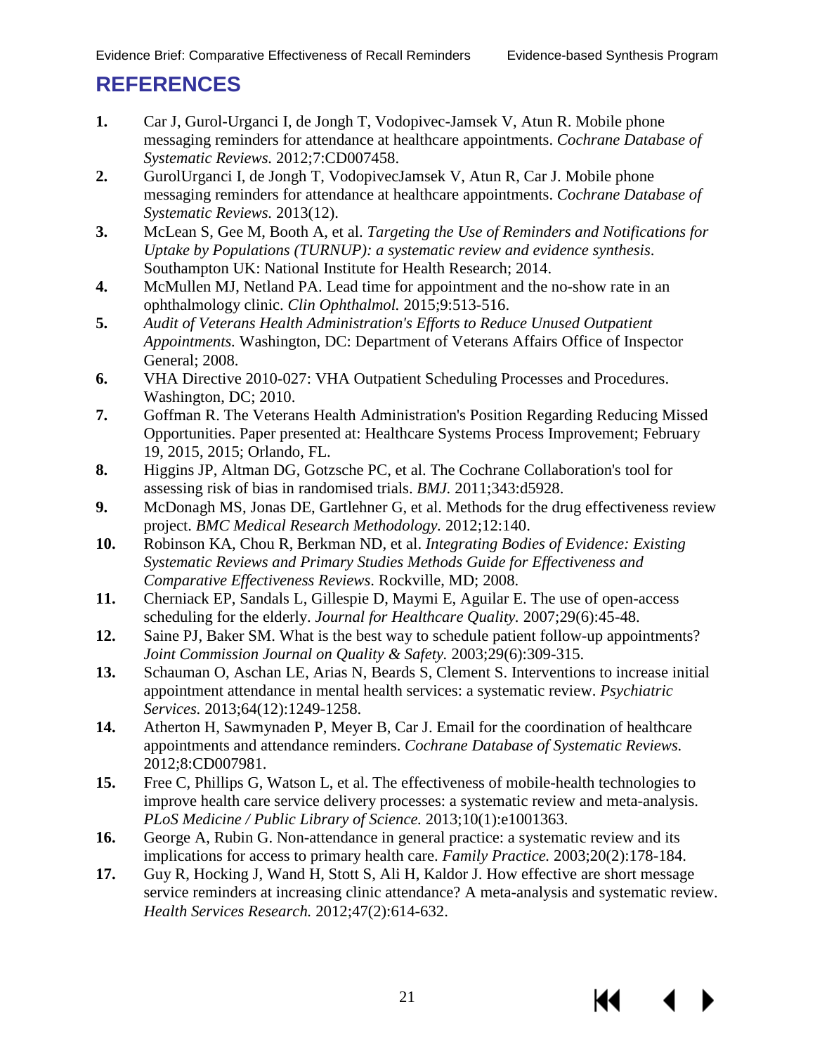# REFERENCES

1. Car J, Gurol-Urganci I, de Jongh T, Vodopivec-Jamsek V, Atun R. Mobile phone messaging reminders for attendance at healthcare appointments. *Cochrane Database of Systematic Reviews.* 2012;7:CD007458.
2. GurolUrganci I, de Jongh T, VodopivecJamsek V, Atun R, Car J. Mobile phone messaging reminders for attendance at healthcare appointments. *Cochrane Database of Systematic Reviews.* 2013(12).
3. McLean S, Gee M, Booth A, et al. *Targeting the Use of Reminders and Notifications for Uptake by Populations (TURNUP): a systematic review and evidence synthesis.* Southampton UK: National Institute for Health Research; 2014.
4. McMullen MJ, Netland PA. Lead time for appointment and the no-show rate in an ophthalmology clinic. *Clin Ophthalmol.* 2015;9:513-516.
5. *Audit of Veterans Health Administration's Efforts to Reduce Unused Outpatient Appointments.* Washington, DC: Department of Veterans Affairs Office of Inspector General; 2008.
6. VHA Directive 2010-027: VHA Outpatient Scheduling Processes and Procedures. Washington, DC; 2010.
7. Goffman R. The Veterans Health Administration's Position Regarding Reducing Missed Opportunities. Paper presented at: Healthcare Systems Process Improvement; February 19, 2015, 2015; Orlando, FL.
8. Higgins JP, Altman DG, Gotzsche PC, et al. The Cochrane Collaboration's tool for assessing risk of bias in randomised trials. *BMJ.* 2011;343:d5928.
9. McDonagh MS, Jonas DE, Gartlehner G, et al. Methods for the drug effectiveness review project. *BMC Medical Research Methodology.* 2012;12:140.
10. Robinson KA, Chou R, Berkman ND, et al. *Integrating Bodies of Evidence: Existing Systematic Reviews and Primary Studies Methods Guide for Effectiveness and Comparative Effectiveness Reviews*. Rockville, MD; 2008.
11. Cherniack EP, Sandals L, Gillespie D, Maymi E, Aguilar E. The use of open-access scheduling for the elderly. *Journal for Healthcare Quality.* 2007;29(6):45-48.
12. Saine PJ, Baker SM. What is the best way to schedule patient follow-up appointments? *Joint Commission Journal on Quality & Safety.* 2003;29(6):309-315.
13. Schauman O, Aschan LE, Arias N, Beards S, Clement S. Interventions to increase initial appointment attendance in mental health services: a systematic review. *Psychiatric Services.* 2013;64(12):1249-1258.
14. Atherton H, Sawmynaden P, Meyer B, Car J. Email for the coordination of healthcare appointments and attendance reminders. *Cochrane Database of Systematic Reviews.* 2012;8:CD007981.
15. Free C, Phillips G, Watson L, et al. The effectiveness of mobile-health technologies to improve health care service delivery processes: a systematic review and meta-analysis. *PLoS Medicine / Public Library of Science.* 2013;10(1):e1001363.
16. George A, Rubin G. Non-attendance in general practice: a systematic review and its implications for access to primary health care. *Family Practice.* 2003;20(2):178-184.
17. Guy R, Hocking J, Wand H, Stott S, Ali H, Kaldor J. How effective are short message service reminders at increasing clinic attendance? A meta-analysis and systematic review. *Health Services Research.* 2012;47(2):614-632.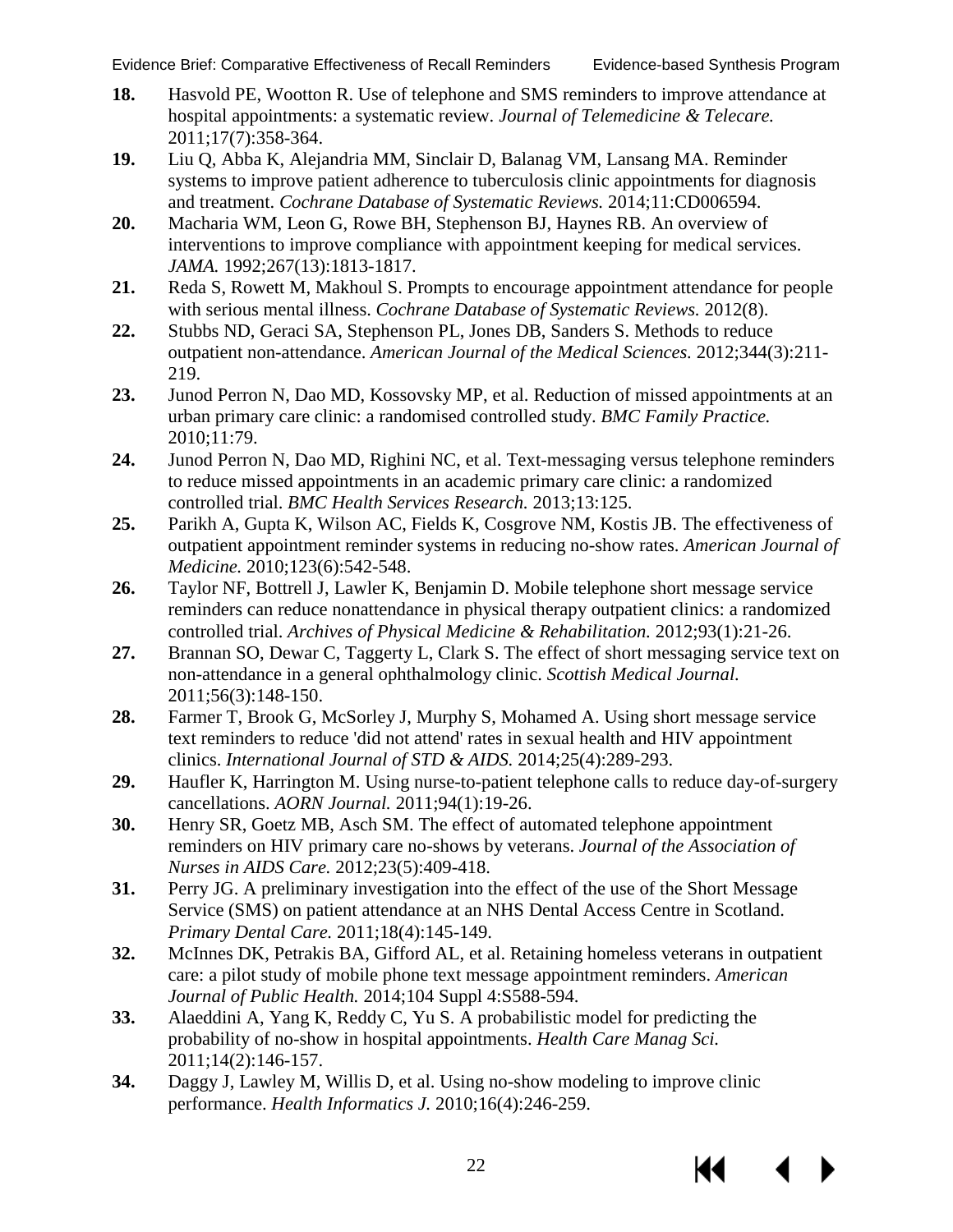**18.** Hasvold PE, Wootton R. Use of telephone and SMS reminders to improve attendance at hospital appointments: a systematic review. *Journal of Telemedicine & Telecare.* 2011;17(7):358-364.

**19.** Liu Q, Abba K, Alejandria MM, Sinclair D, Balanag VM, Lansang MA. Reminder systems to improve patient adherence to tuberculosis clinic appointments for diagnosis and treatment. *Cochrane Database of Systematic Reviews.* 2014;11:CD006594.

**20.** Macharia WM, Leon G, Rowe BH, Stephenson BJ, Haynes RB. An overview of interventions to improve compliance with appointment keeping for medical services. *JAMA.* 1992;267(13):1813-1817.

**21.** Reda S, Rowett M, Makhoul S. Prompts to encourage appointment attendance for people with serious mental illness. *Cochrane Database of Systematic Reviews.* 2012(8).

**22.** Stubbs ND, Geraci SA, Stephenson PL, Jones DB, Sanders S. Methods to reduce outpatient non-attendance. *American Journal of the Medical Sciences.* 2012;344(3):211-219.

**23.** Junod Perron N, Dao MD, Kossovsky MP, et al. Reduction of missed appointments at an urban primary care clinic: a randomised controlled study. *BMC Family Practice.* 2010;11:79.

**24.** Junod Perron N, Dao MD, Righini NC, et al. Text-messaging versus telephone reminders to reduce missed appointments in an academic primary care clinic: a randomized controlled trial. *BMC Health Services Research.* 2013;13:125.

**25.** Parikh A, Gupta K, Wilson AC, Fields K, Cosgrove NM, Kostis JB. The effectiveness of outpatient appointment reminder systems in reducing no-show rates. *American Journal of Medicine.* 2010;123(6):542-548.

**26.** Taylor NF, Bottrell J, Lawler K, Benjamin D. Mobile telephone short message service reminders can reduce nonattendance in physical therapy outpatient clinics: a randomized controlled trial. *Archives of Physical Medicine & Rehabilitation.* 2012;93(1):21-26.

**27.** Brannan SO, Dewar C, Taggerty L, Clark S. The effect of short messaging service text on non-attendance in a general ophthalmology clinic. *Scottish Medical Journal.* 2011;56(3):148-150.

**28.** Farmer T, Brook G, McSorley J, Murphy S, Mohamed A. Using short message service text reminders to reduce 'did not attend' rates in sexual health and HIV appointment clinics. *International Journal of STD & AIDS.* 2014;25(4):289-293.

**29.** Haufler K, Harrington M. Using nurse-to-patient telephone calls to reduce day-of-surgery cancellations. *AORN Journal.* 2011;94(1):19-26.

**30.** Henry SR, Goetz MB, Asch SM. The effect of automated telephone appointment reminders on HIV primary care no-shows by veterans. *Journal of the Association of Nurses in AIDS Care.* 2012;23(5):409-418.

**31.** Perry JG. A preliminary investigation into the effect of the use of the Short Message Service (SMS) on patient attendance at an NHS Dental Access Centre in Scotland. *Primary Dental Care.* 2011;18(4):145-149.

**32.** McInnes DK, Petrakis BA, Gifford AL, et al. Retaining homeless veterans in outpatient care: a pilot study of mobile phone text message appointment reminders. *American Journal of Public Health.* 2014;104 Suppl 4:S588-594.

**33.** Alaeddini A, Yang K, Reddy C, Yu S. A probabilistic model for predicting the probability of no-show in hospital appointments. *Health Care Manag Sci.* 2011;14(2):146-157.

**34.** Daggy J, Lawley M, Willis D, et al. Using no-show modeling to improve clinic performance. *Health Informatics J.* 2010;16(4):246-259.